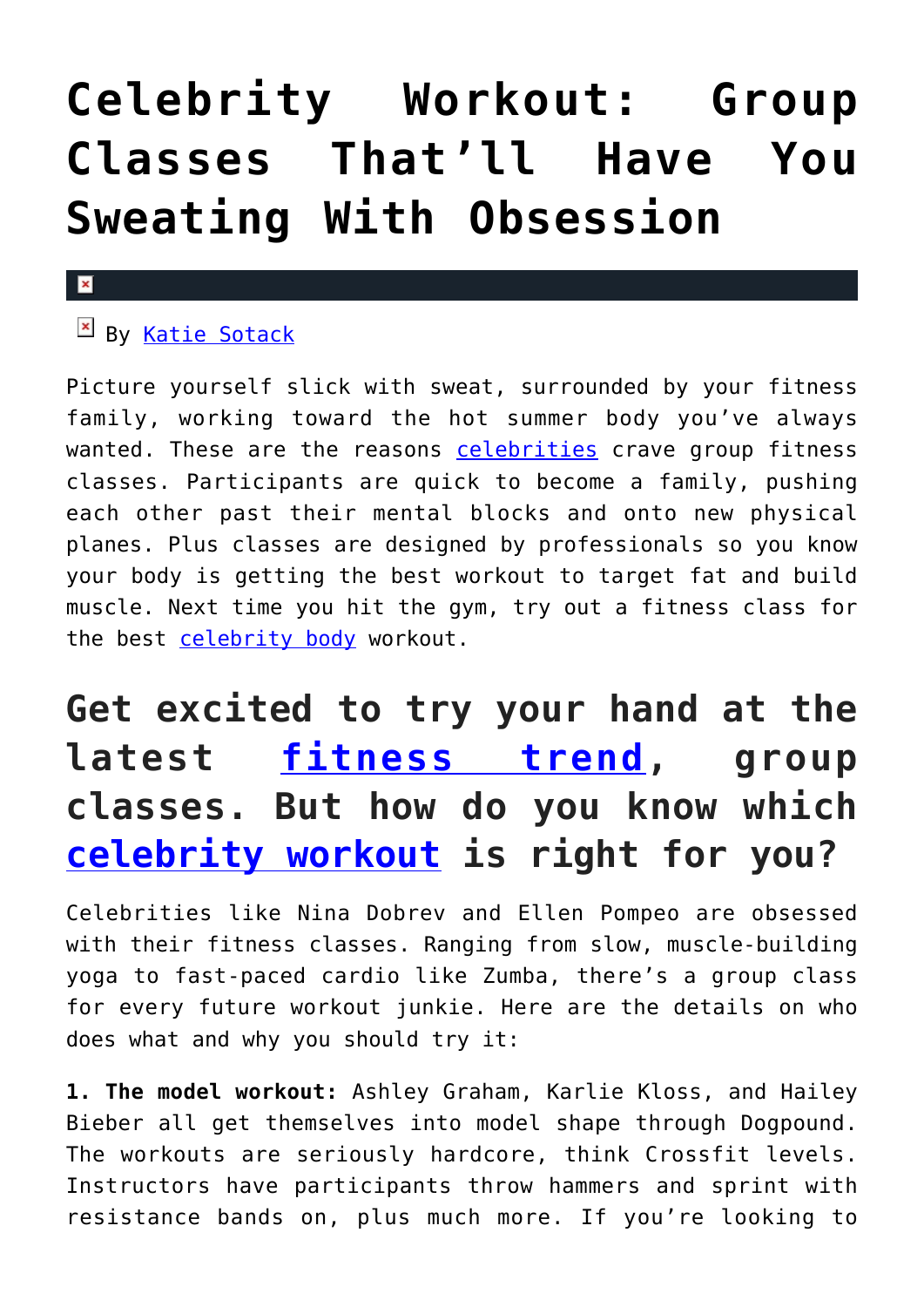# Celebrity Workout: Group Classes That'll Have You Sweating With Obsession

By Katie Sotack

Picture yourself slick with sweat, surrounded by your fitness family, working toward the hot summer body you've always wanted. These are the reasons celebrities crave group fitness classes. Participants are quick to become a family, pushing each other past their mental blocks and onto new physical planes. Plus classes are designed by professionals so you know your body is getting the best workout to target fat and build muscle. Next time you hit the gym, try out a fitness class for the best celebrity body workout.

## Get excited to try your hand at the latest fitness trend, group classes. But how do you know which celebrity workout is right for you?

Celebrities like Nina Dobrev and Ellen Pompeo are obsessed with their fitness classes. Ranging from slow, muscle-building yoga to fast-paced cardio like Zumba, there's a group class for every future workout junkie. Here are the details on who does what and why you should try it:

**1. The model workout:** Ashley Graham, Karlie Kloss, and Hailey Bieber all get themselves into model shape through Dogpound. The workouts are seriously hardcore, think Crossfit levels. Instructors have participants throw hammers and sprint with resistance bands on, plus much more. If you're looking to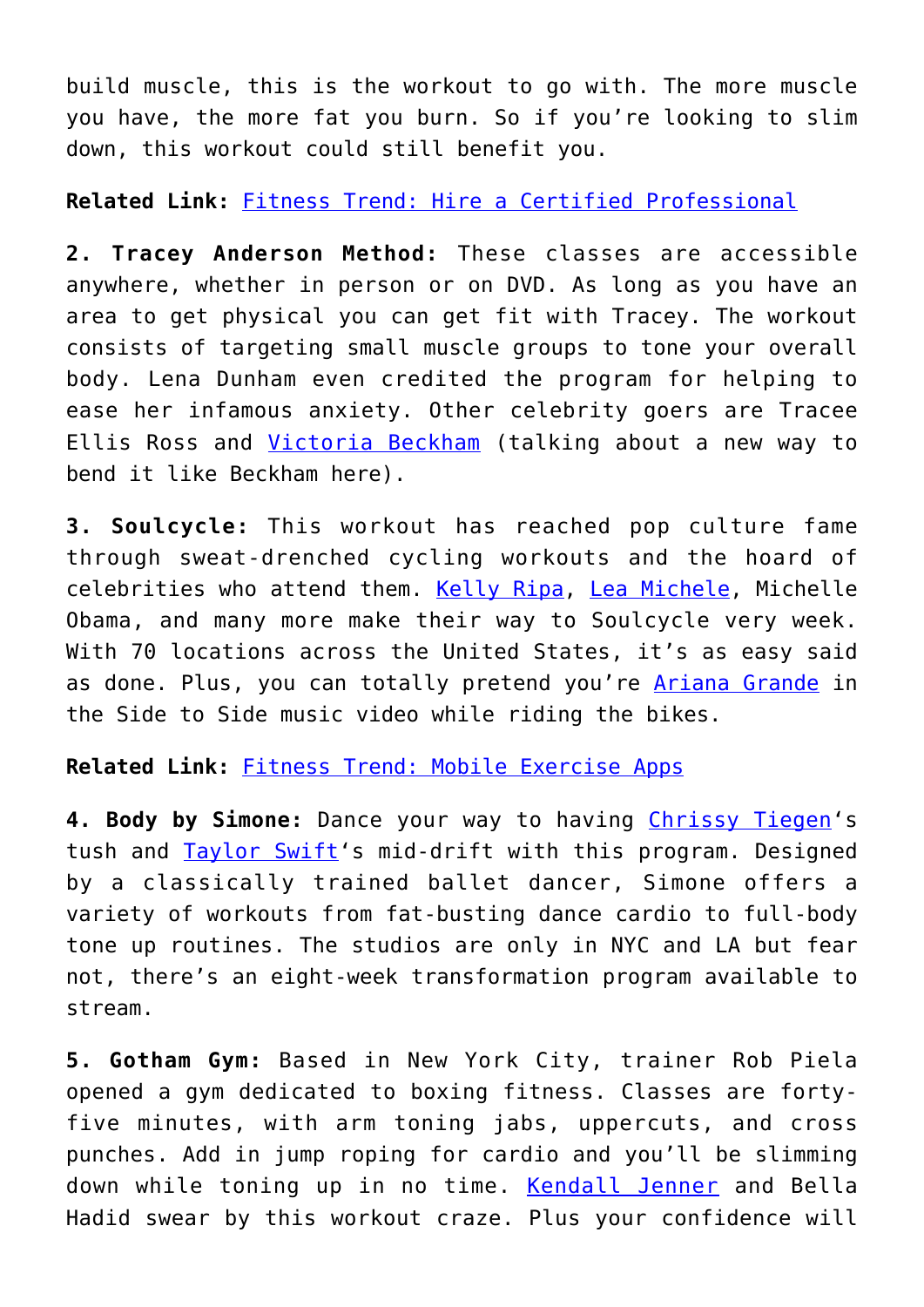build muscle, this is the workout to go with. The more muscle you have, the more fat you burn. So if you're looking to slim down, this workout could still benefit you.

**Related Link:** Fitness Trend: Hire a Certified Professional

**2. Tracey Anderson Method:** These classes are accessible anywhere, whether in person or on DVD. As long as you have an area to get physical you can get fit with Tracey. The workout consists of targeting small muscle groups to tone your overall body. Lena Dunham even credited the program for helping to ease her infamous anxiety. Other celebrity goers are Tracee Ellis Ross and Victoria Beckham (talking about a new way to bend it like Beckham here).

**3. Soulcycle:** This workout has reached pop culture fame through sweat-drenched cycling workouts and the hoard of celebrities who attend them. Kelly Ripa, Lea Michele, Michelle Obama, and many more make their way to Soulcycle very week. With 70 locations across the United States, it's as easy said as done. Plus, you can totally pretend you're Ariana Grande in the Side to Side music video while riding the bikes.

**Related Link:** Fitness Trend: Mobile Exercise Apps

**4. Body by Simone:** Dance your way to having Chrissy Tiegen's tush and Taylor Swift's mid-drift with this program. Designed by a classically trained ballet dancer, Simone offers a variety of workouts from fat-busting dance cardio to full-body tone up routines. The studios are only in NYC and LA but fear not, there's an eight-week transformation program available to stream.

**5. Gotham Gym:** Based in New York City, trainer Rob Piela opened a gym dedicated to boxing fitness. Classes are forty-five minutes, with arm toning jabs, uppercuts, and cross punches. Add in jump roping for cardio and you'll be slimming down while toning up in no time. Kendall Jenner and Bella Hadid swear by this workout craze. Plus your confidence will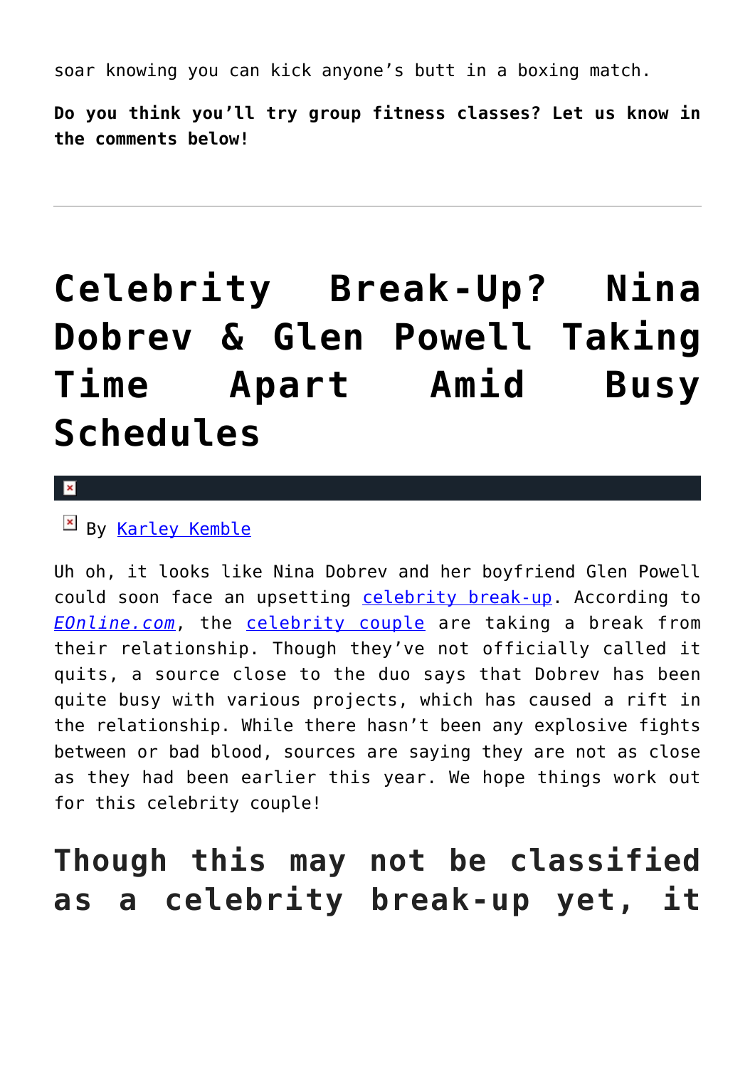soar knowing you can kick anyone's butt in a boxing match.

**Do you think you'll try group fitness classes? Let us know in the comments below!**

---

# Celebrity Break-Up? Nina Dobrev & Glen Powell Taking Time Apart Amid Busy Schedules

By Karley Kemble

Uh oh, it looks like Nina Dobrev and her boyfriend Glen Powell could soon face an upsetting celebrity break-up. According to *EOnline.com*, the celebrity couple are taking a break from their relationship. Though they've not officially called it quits, a source close to the duo says that Dobrev has been quite busy with various projects, which has caused a rift in the relationship. While there hasn't been any explosive fights between or bad blood, sources are saying they are not as close as they had been earlier this year. We hope things work out for this celebrity couple!

## Though this may not be classified as a celebrity break-up yet, it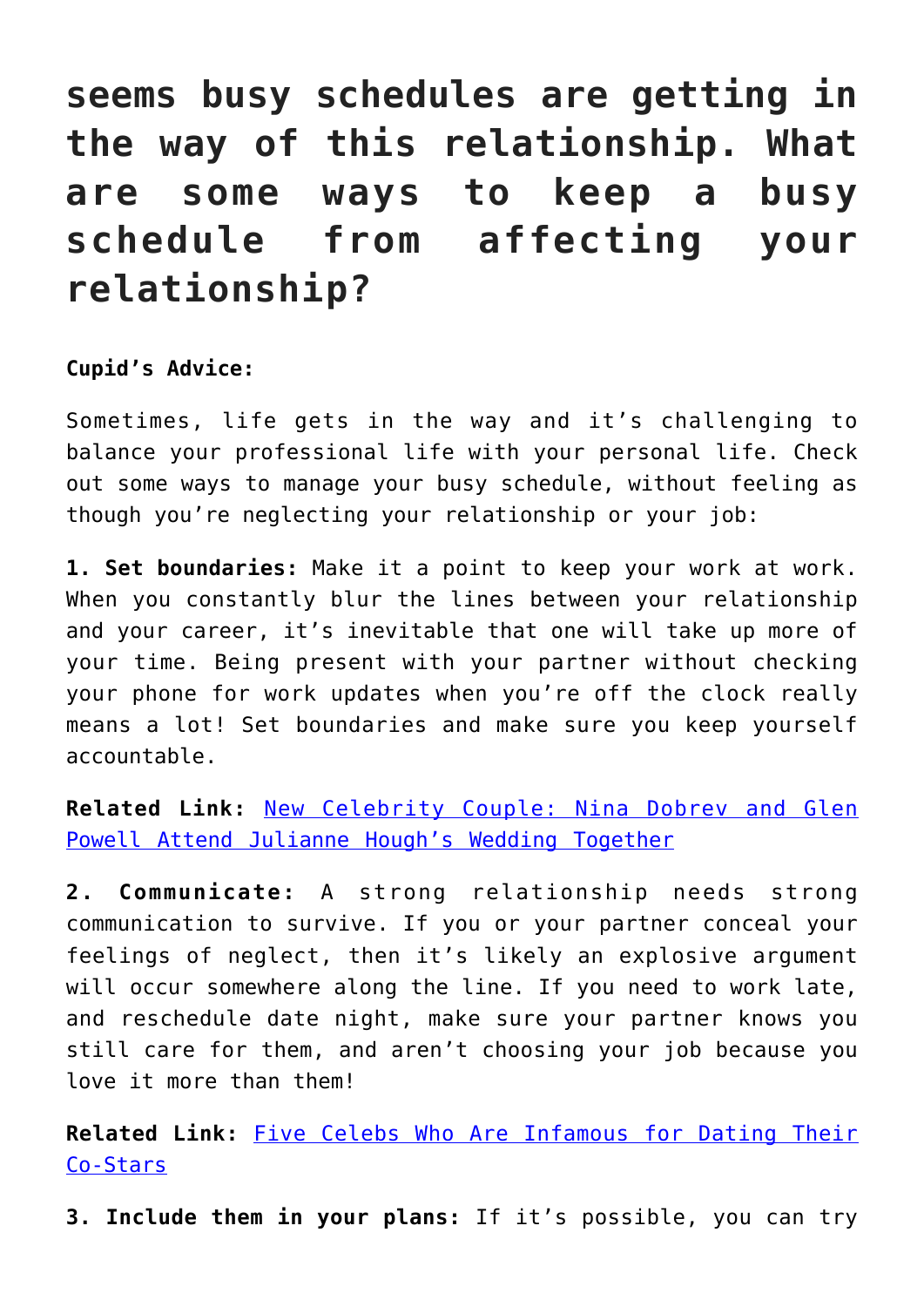## seems busy schedules are getting in the way of this relationship. What are some ways to keep a busy schedule from affecting your relationship?

**Cupid's Advice:**

Sometimes, life gets in the way and it's challenging to balance your professional life with your personal life. Check out some ways to manage your busy schedule, without feeling as though you're neglecting your relationship or your job:

**1. Set boundaries:** Make it a point to keep your work at work. When you constantly blur the lines between your relationship and your career, it's inevitable that one will take up more of your time. Being present with your partner without checking your phone for work updates when you're off the clock really means a lot! Set boundaries and make sure you keep yourself accountable.

**Related Link:** New Celebrity Couple: Nina Dobrev and Glen Powell Attend Julianne Hough's Wedding Together

**2. Communicate:** A strong relationship needs strong communication to survive. If you or your partner conceal your feelings of neglect, then it's likely an explosive argument will occur somewhere along the line. If you need to work late, and reschedule date night, make sure your partner knows you still care for them, and aren't choosing your job because you love it more than them!

**Related Link:** Five Celebs Who Are Infamous for Dating Their Co-Stars

**3. Include them in your plans:** If it's possible, you can try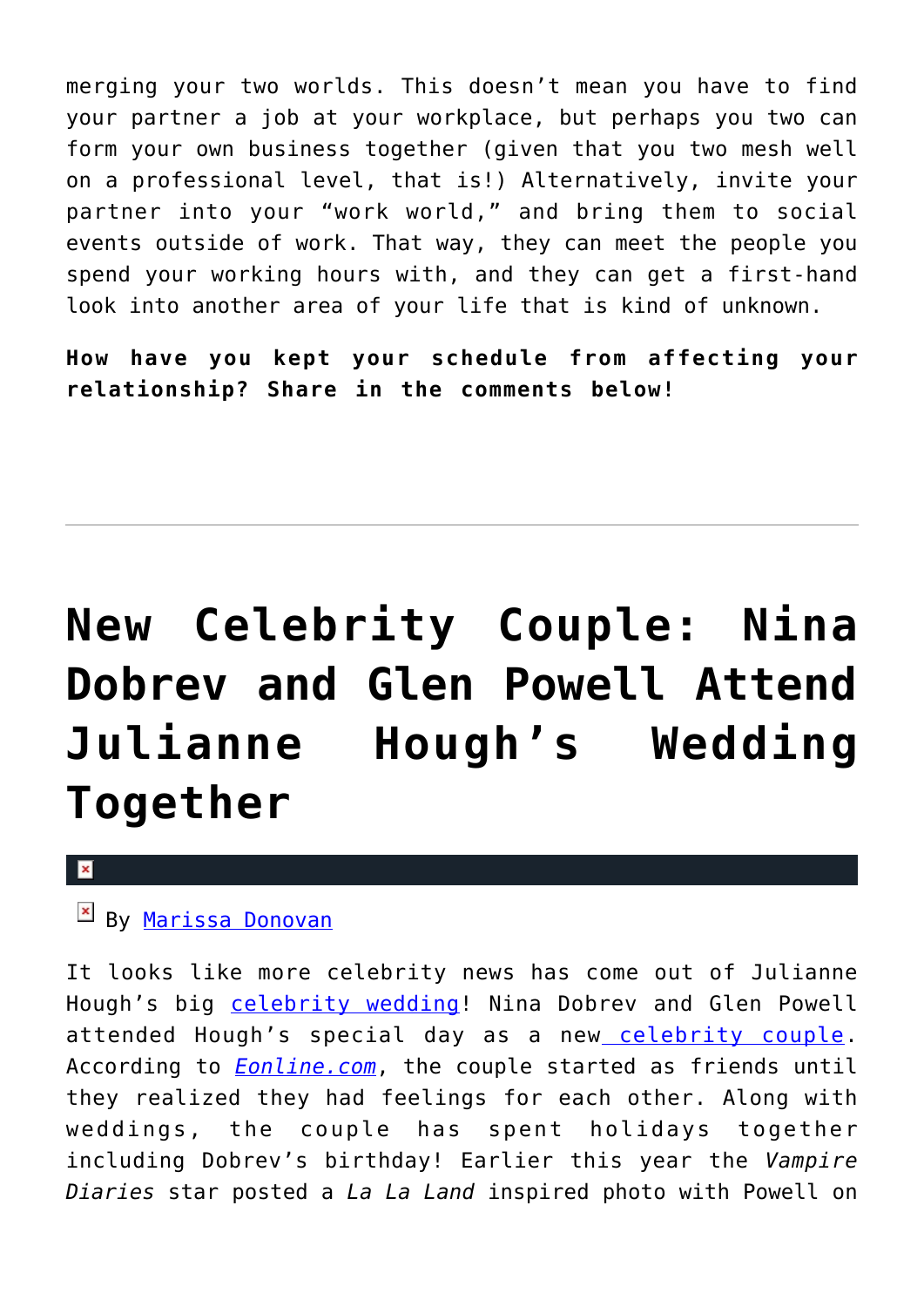merging your two worlds. This doesn't mean you have to find your partner a job at your workplace, but perhaps you two can form your own business together (given that you two mesh well on a professional level, that is!) Alternatively, invite your partner into your "work world," and bring them to social events outside of work. That way, they can meet the people you spend your working hours with, and they can get a first-hand look into another area of your life that is kind of unknown.

**How have you kept your schedule from affecting your relationship? Share in the comments below!**

---

# New Celebrity Couple: Nina Dobrev and Glen Powell Attend Julianne Hough's Wedding Together

By Marissa Donovan

It looks like more celebrity news has come out of Julianne Hough's big celebrity wedding! Nina Dobrev and Glen Powell attended Hough's special day as a new celebrity couple. According to *Eonline.com*, the couple started as friends until they realized they had feelings for each other. Along with weddings, the couple has spent holidays together including Dobrev's birthday! Earlier this year the *Vampire Diaries* star posted a *La La Land* inspired photo with Powell on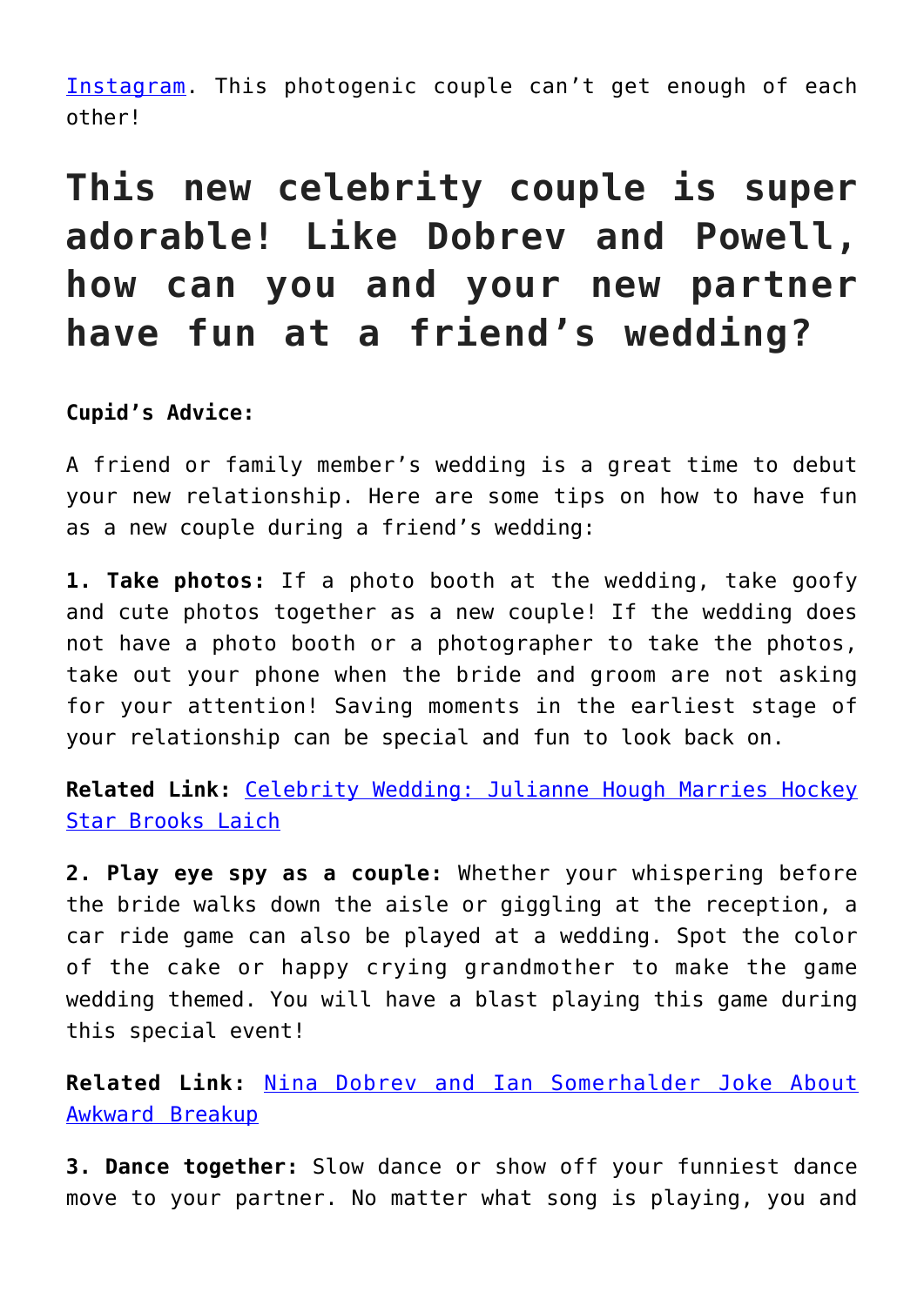[Instagram](). This photogenic couple can't get enough of each other!

# This new celebrity couple is super adorable! Like Dobrev and Powell, how can you and your new partner have fun at a friend's wedding?

**Cupid's Advice:**

A friend or family member's wedding is a great time to debut your new relationship. Here are some tips on how to have fun as a new couple during a friend's wedding:

**1. Take photos:** If a photo booth at the wedding, take goofy and cute photos together as a new couple! If the wedding does not have a photo booth or a photographer to take the photos, take out your phone when the bride and groom are not asking for your attention! Saving moments in the earliest stage of your relationship can be special and fun to look back on.

**Related Link:** [Celebrity Wedding: Julianne Hough Marries Hockey Star Brooks Laich]()

**2. Play eye spy as a couple:** Whether your whispering before the bride walks down the aisle or giggling at the reception, a car ride game can also be played at a wedding. Spot the color of the cake or happy crying grandmother to make the game wedding themed. You will have a blast playing this game during this special event!

**Related Link:** [Nina Dobrev and Ian Somerhalder Joke About Awkward Breakup]()

**3. Dance together:** Slow dance or show off your funniest dance move to your partner. No matter what song is playing, you and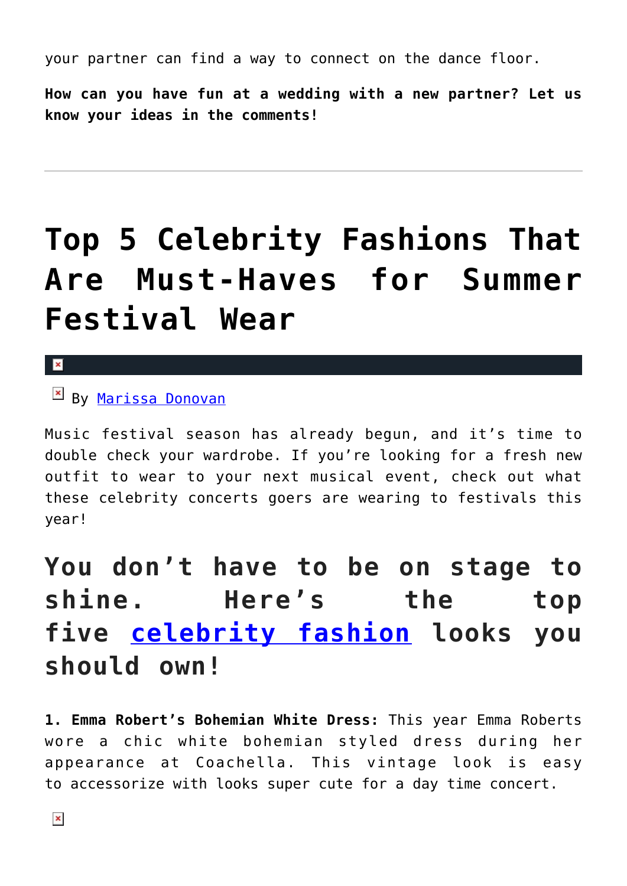your partner can find a way to connect on the dance floor.

**How can you have fun at a wedding with a new partner? Let us know your ideas in the comments!**

---

# Top 5 Celebrity Fashions That Are Must-Haves for Summer Festival Wear

By Marissa Donovan

Music festival season has already begun, and it's time to double check your wardrobe. If you're looking for a fresh new outfit to wear to your next musical event, check out what these celebrity concerts goers are wearing to festivals this year!

## You don't have to be on stage to shine. Here's the top five celebrity fashion looks you should own!

**1. Emma Robert's Bohemian White Dress:** This year Emma Roberts wore a chic white bohemian styled dress during her appearance at Coachella. This vintage look is easy to accessorize with looks super cute for a day time concert.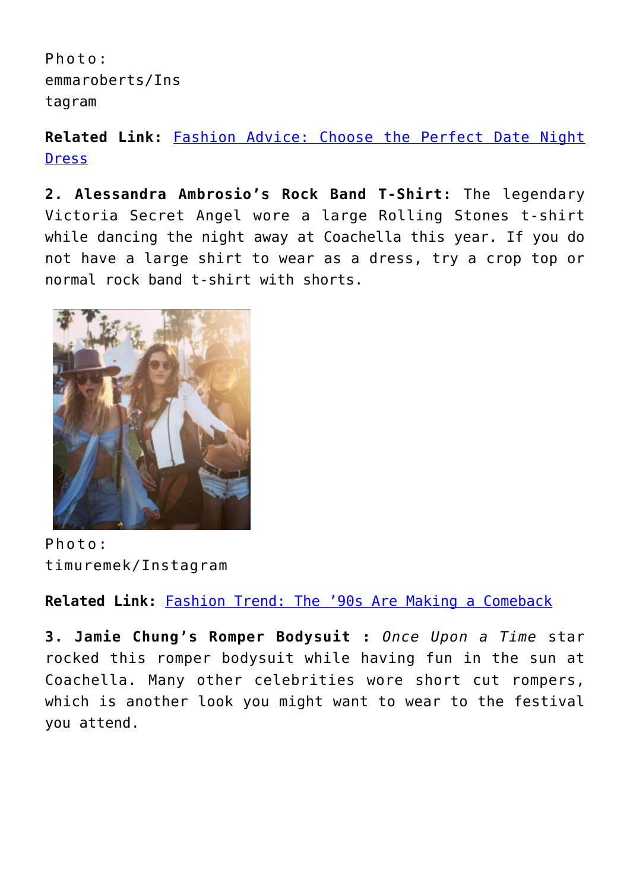Photo: emmaroberts/Instagram

**Related Link:** [Fashion Advice: Choose the Perfect Date Night Dress]()

**2. Alessandra Ambrosio's Rock Band T-Shirt:** The legendary Victoria Secret Angel wore a large Rolling Stones t-shirt while dancing the night away at Coachella this year. If you do not have a large shirt to wear as a dress, try a crop top or normal rock band t-shirt with shorts.

Photo: timuremek/Instagram

**Related Link:** [Fashion Trend: The '90s Are Making a Comeback]()

**3. Jamie Chung's Romper Bodysuit :** *Once Upon a Time* star rocked this romper bodysuit while having fun in the sun at Coachella. Many other celebrities wore short cut rompers, which is another look you might want to wear to the festival you attend.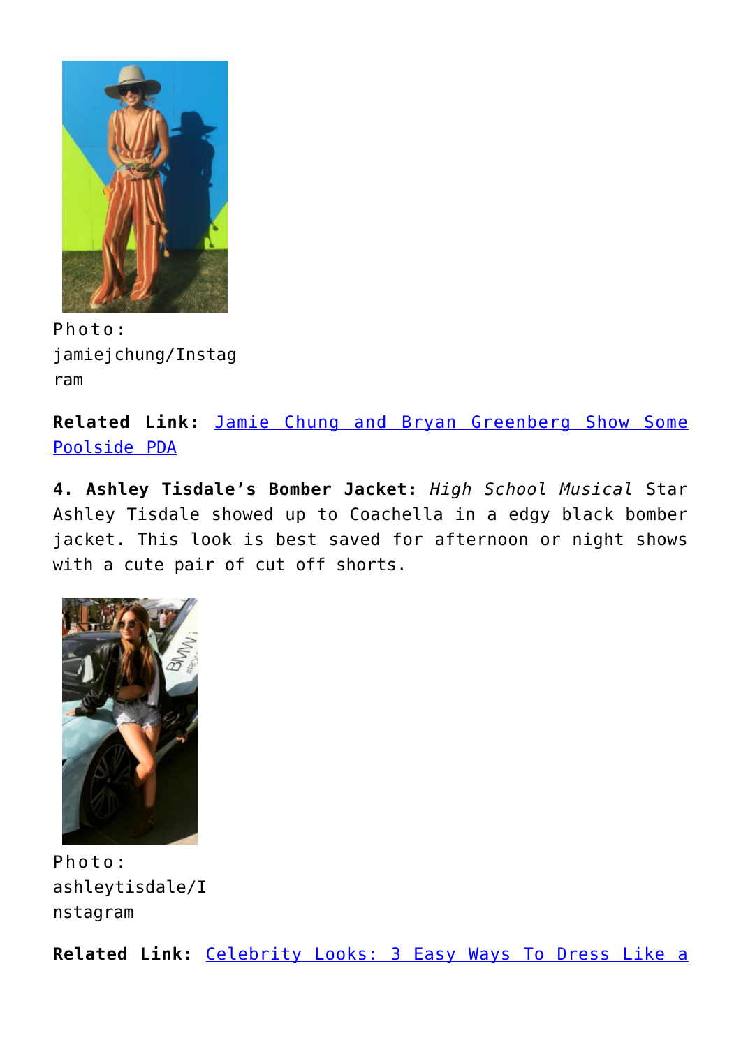Photo: jamiejchung/Instagram

**Related Link:** [Jamie Chung and Bryan Greenberg Show Some Poolside PDA]()

**4. Ashley Tisdale's Bomber Jacket:** *High School Musical* Star Ashley Tisdale showed up to Coachella in a edgy black bomber jacket. This look is best saved for afternoon or night shows with a cute pair of cut off shorts.

Photo: ashleytisdale/Instagram

**Related Link:** [Celebrity Looks: 3 Easy Ways To Dress Like a]()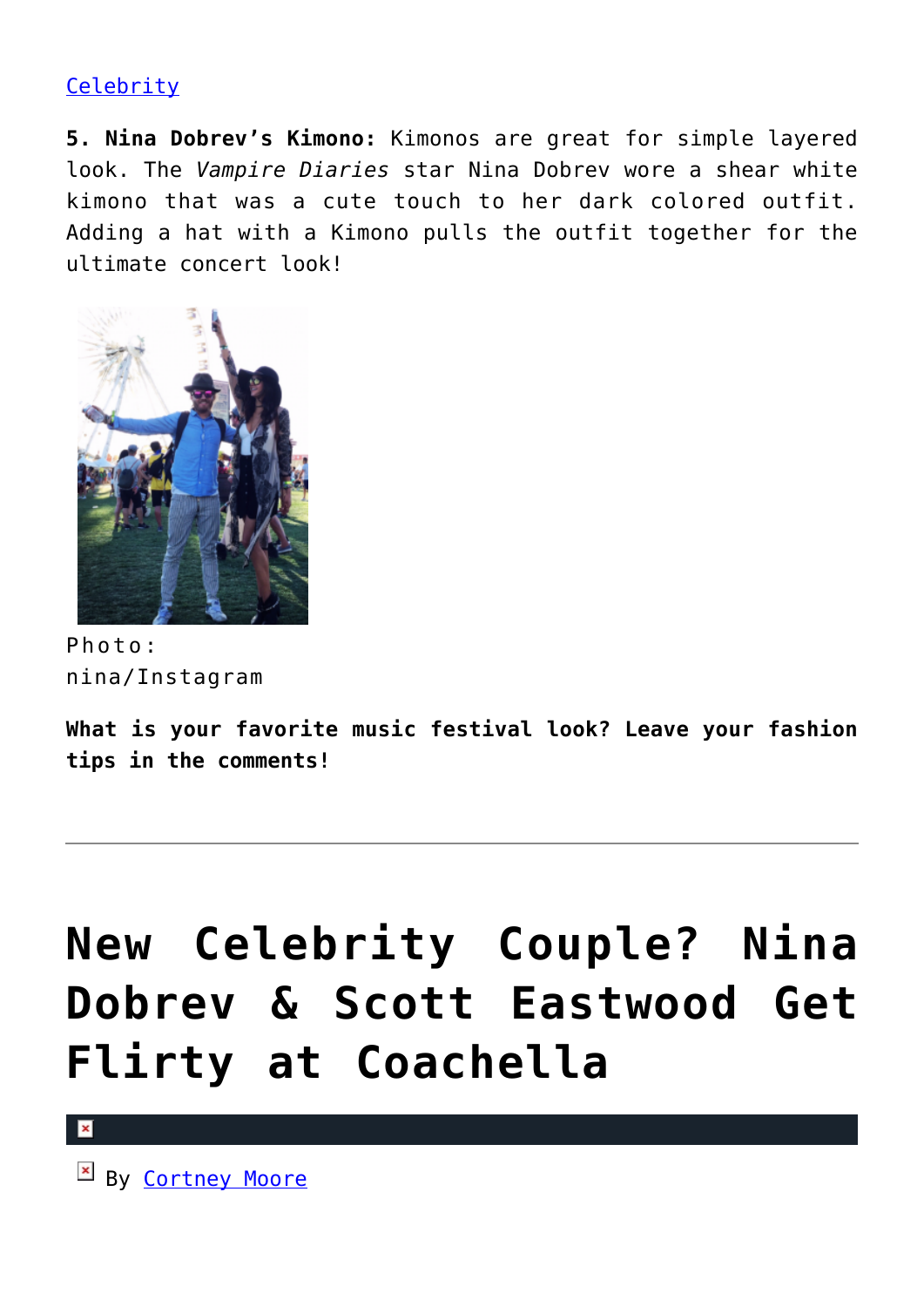[Celebrity](#)

**5. Nina Dobrev's Kimono:** Kimonos are great for simple layered look. The *Vampire Diaries* star Nina Dobrev wore a shear white kimono that was a cute touch to her dark colored outfit. Adding a hat with a Kimono pulls the outfit together for the ultimate concert look!

Photo: nina/Instagram

**What is your favorite music festival look? Leave your fashion tips in the comments!**

---

# New Celebrity Couple? Nina Dobrev & Scott Eastwood Get Flirty at Coachella

By [Cortney Moore](#)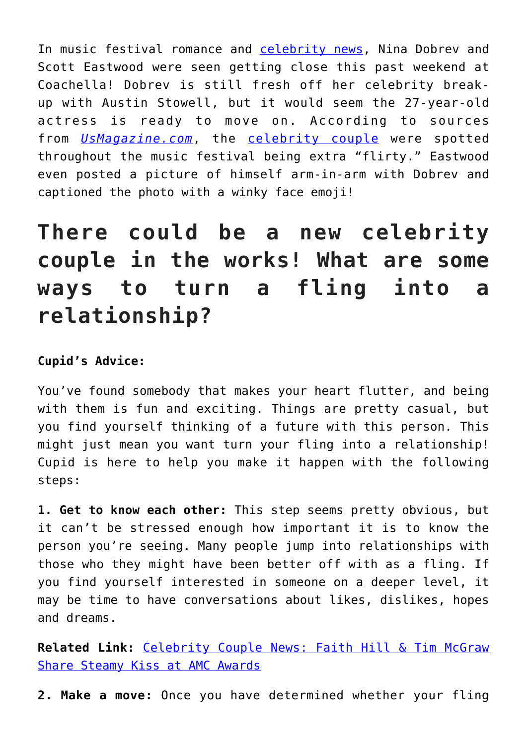In music festival romance and celebrity news, Nina Dobrev and Scott Eastwood were seen getting close this past weekend at Coachella! Dobrev is still fresh off her celebrity break-up with Austin Stowell, but it would seem the 27-year-old actress is ready to move on. According to sources from *UsMagazine.com*, the celebrity couple were spotted throughout the music festival being extra "flirty." Eastwood even posted a picture of himself arm-in-arm with Dobrev and captioned the photo with a winky face emoji!

## There could be a new celebrity couple in the works! What are some ways to turn a fling into a relationship?

**Cupid's Advice:**

You've found somebody that makes your heart flutter, and being with them is fun and exciting. Things are pretty casual, but you find yourself thinking of a future with this person. This might just mean you want turn your fling into a relationship! Cupid is here to help you make it happen with the following steps:

**1. Get to know each other:** This step seems pretty obvious, but it can't be stressed enough how important it is to know the person you're seeing. Many people jump into relationships with those who they might have been better off with as a fling. If you find yourself interested in someone on a deeper level, it may be time to have conversations about likes, dislikes, hopes and dreams.

**Related Link:** Celebrity Couple News: Faith Hill & Tim McGraw Share Steamy Kiss at AMC Awards

**2. Make a move:** Once you have determined whether your fling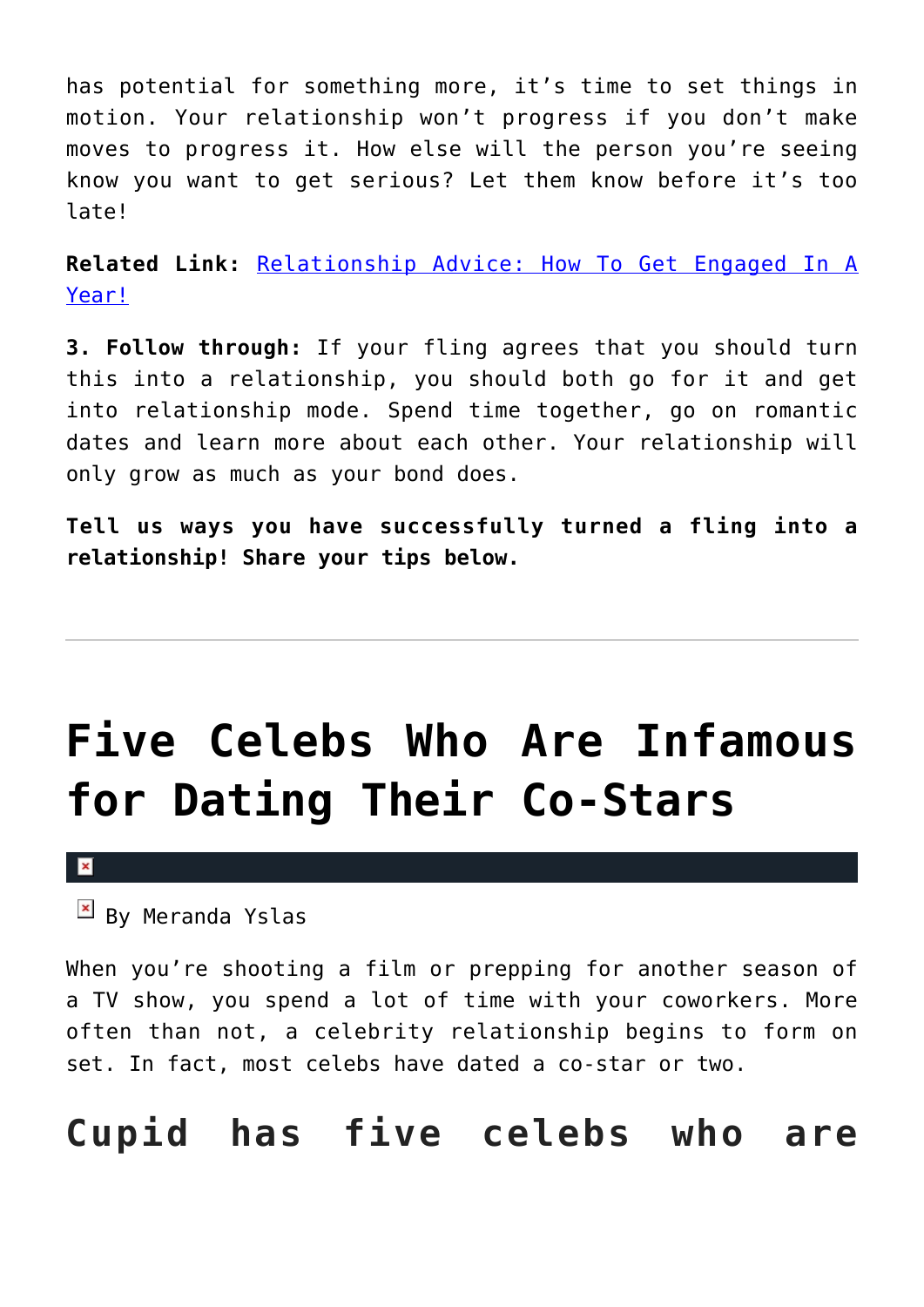has potential for something more, it's time to set things in motion. Your relationship won't progress if you don't make moves to progress it. How else will the person you're seeing know you want to get serious? Let them know before it's too late!

**Related Link:** Relationship Advice: How To Get Engaged In A Year!

**3. Follow through:** If your fling agrees that you should turn this into a relationship, you should both go for it and get into relationship mode. Spend time together, go on romantic dates and learn more about each other. Your relationship will only grow as much as your bond does.

**Tell us ways you have successfully turned a fling into a relationship! Share your tips below.**

---

# Five Celebs Who Are Infamous for Dating Their Co-Stars

By Meranda Yslas

When you're shooting a film or prepping for another season of a TV show, you spend a lot of time with your coworkers. More often than not, a celebrity relationship begins to form on set. In fact, most celebs have dated a co-star or two.

## Cupid has five celebs who are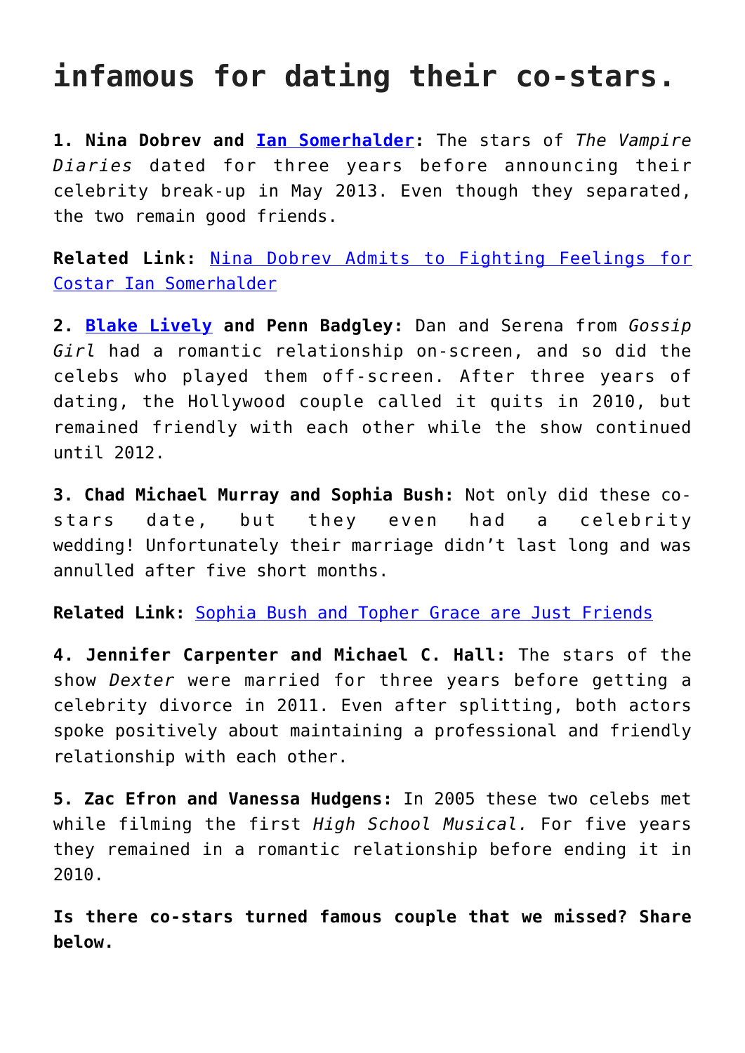# infamous for dating their co-stars.

**1. Nina Dobrev and Ian Somerhalder:** The stars of *The Vampire Diaries* dated for three years before announcing their celebrity break-up in May 2013. Even though they separated, the two remain good friends.

**Related Link:** Nina Dobrev Admits to Fighting Feelings for Costar Ian Somerhalder

**2. Blake Lively and Penn Badgley:** Dan and Serena from *Gossip Girl* had a romantic relationship on-screen, and so did the celebs who played them off-screen. After three years of dating, the Hollywood couple called it quits in 2010, but remained friendly with each other while the show continued until 2012.

**3. Chad Michael Murray and Sophia Bush:** Not only did these co-stars date, but they even had a celebrity wedding! Unfortunately their marriage didn't last long and was annulled after five short months.

**Related Link:** Sophia Bush and Topher Grace are Just Friends

**4. Jennifer Carpenter and Michael C. Hall:** The stars of the show *Dexter* were married for three years before getting a celebrity divorce in 2011. Even after splitting, both actors spoke positively about maintaining a professional and friendly relationship with each other.

**5. Zac Efron and Vanessa Hudgens:** In 2005 these two celebs met while filming the first *High School Musical.* For five years they remained in a romantic relationship before ending it in 2010.

**Is there co-stars turned famous couple that we missed? Share below.**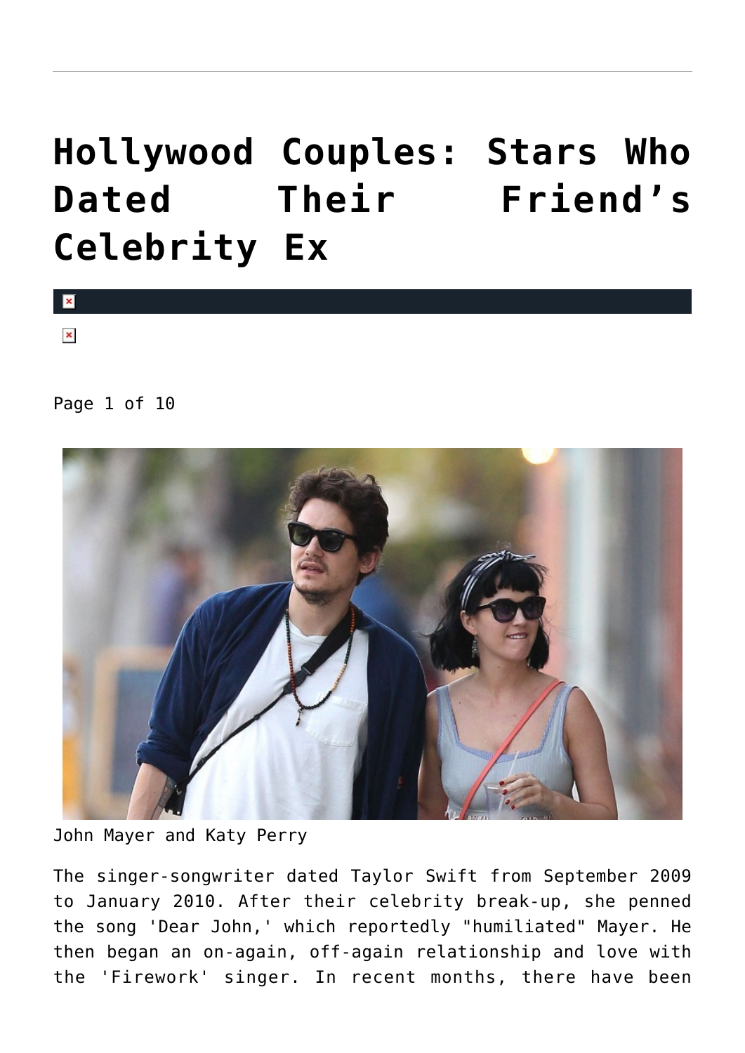# Hollywood Couples: Stars Who Dated Their Friend's Celebrity Ex

Page 1 of 10

John Mayer and Katy Perry

The singer-songwriter dated Taylor Swift from September 2009 to January 2010. After their celebrity break-up, she penned the song 'Dear John,' which reportedly "humiliated" Mayer. He then began an on-again, off-again relationship and love with the 'Firework' singer. In recent months, there have been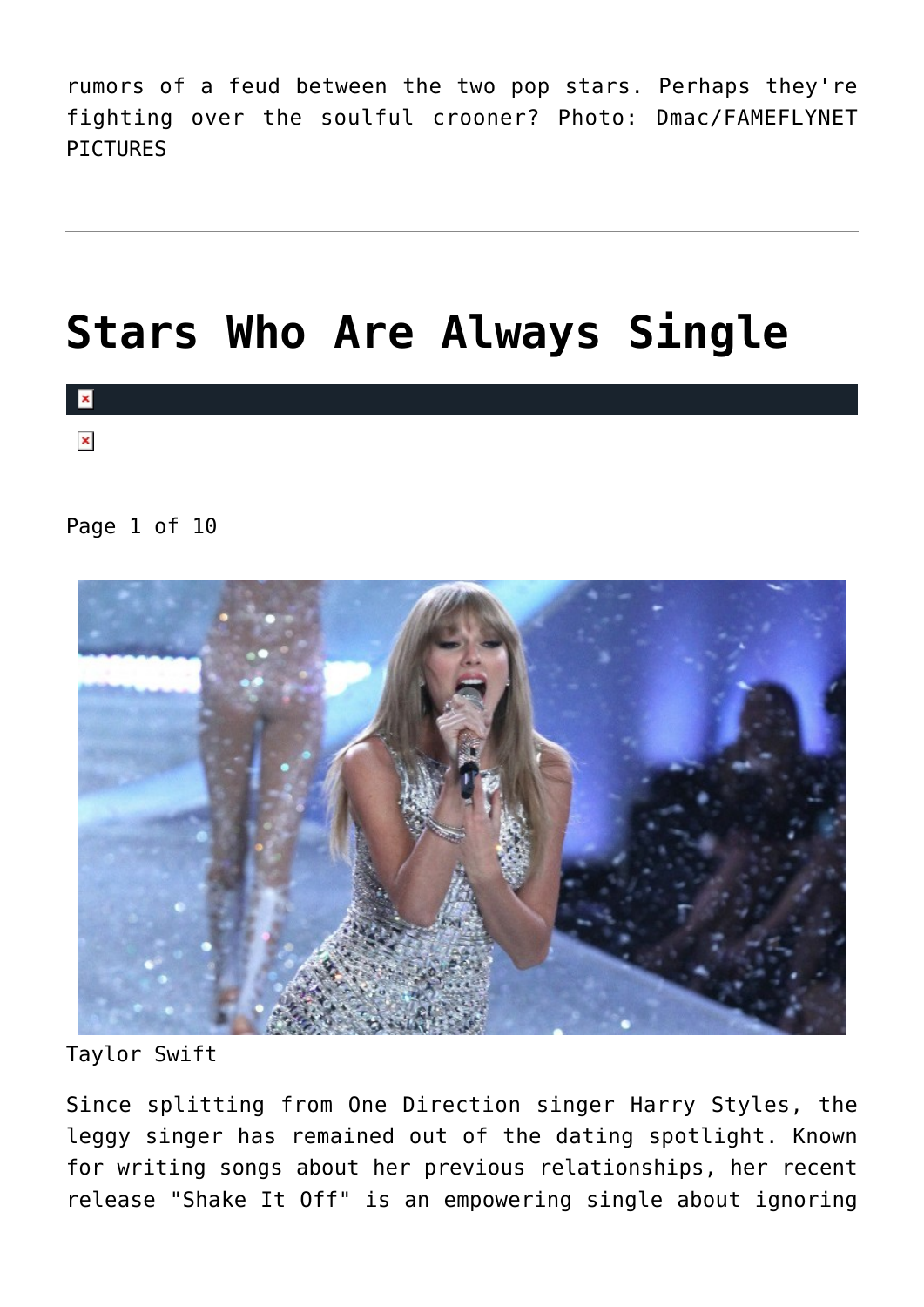rumors of a feud between the two pop stars. Perhaps they're fighting over the soulful crooner? Photo: Dmac/FAMEFLYNET PICTURES

---

# Stars Who Are Always Single

Page 1 of 10

Taylor Swift

Since splitting from One Direction singer Harry Styles, the leggy singer has remained out of the dating spotlight. Known for writing songs about her previous relationships, her recent release "Shake It Off" is an empowering single about ignoring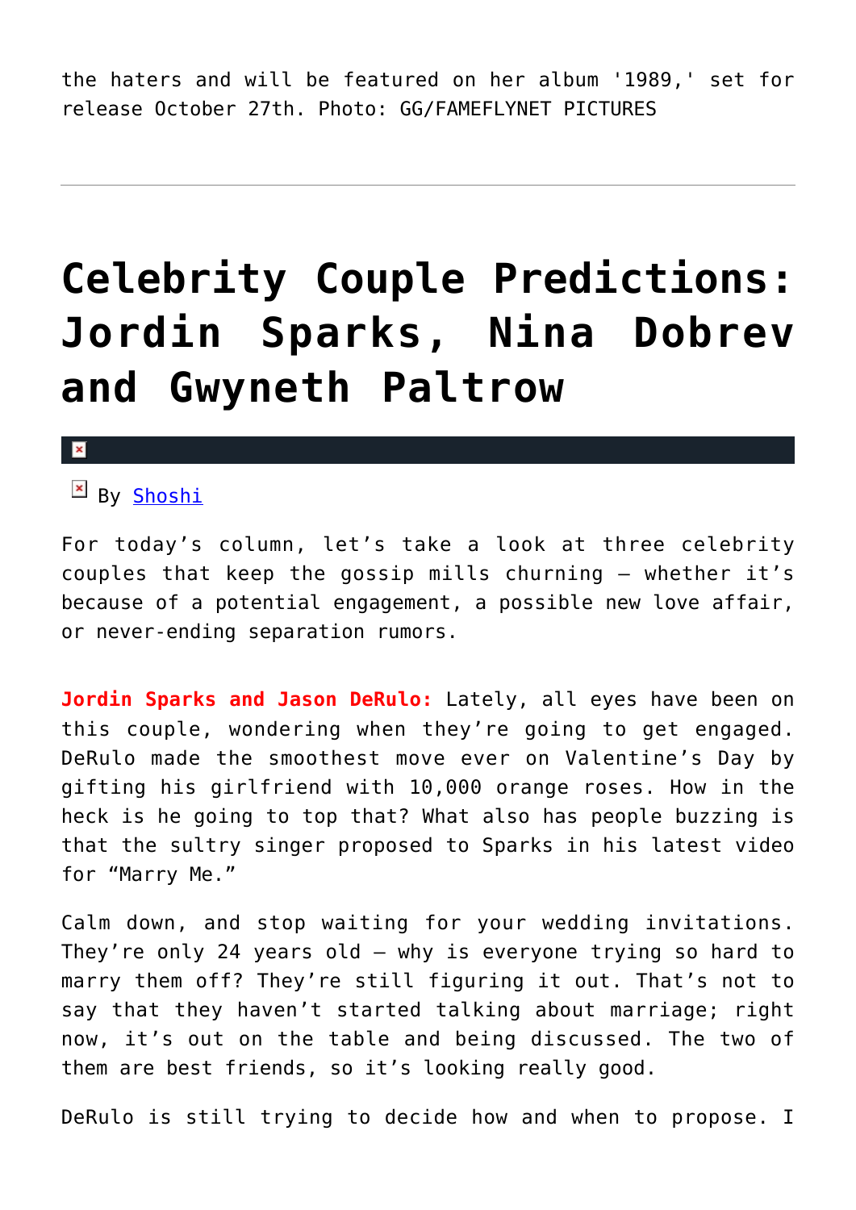the haters and will be featured on her album '1989,' set for release October 27th. Photo: GG/FAMEFLYNET PICTURES

---

# Celebrity Couple Predictions: Jordin Sparks, Nina Dobrev and Gwyneth Paltrow

By Shoshi

For today's column, let's take a look at three celebrity couples that keep the gossip mills churning – whether it's because of a potential engagement, a possible new love affair, or never-ending separation rumors.

**Jordin Sparks and Jason DeRulo:** Lately, all eyes have been on this couple, wondering when they're going to get engaged. DeRulo made the smoothest move ever on Valentine's Day by gifting his girlfriend with 10,000 orange roses. How in the heck is he going to top that? What also has people buzzing is that the sultry singer proposed to Sparks in his latest video for "Marry Me."

Calm down, and stop waiting for your wedding invitations. They're only 24 years old – why is everyone trying so hard to marry them off? They're still figuring it out. That's not to say that they haven't started talking about marriage; right now, it's out on the table and being discussed. The two of them are best friends, so it's looking really good.

DeRulo is still trying to decide how and when to propose. I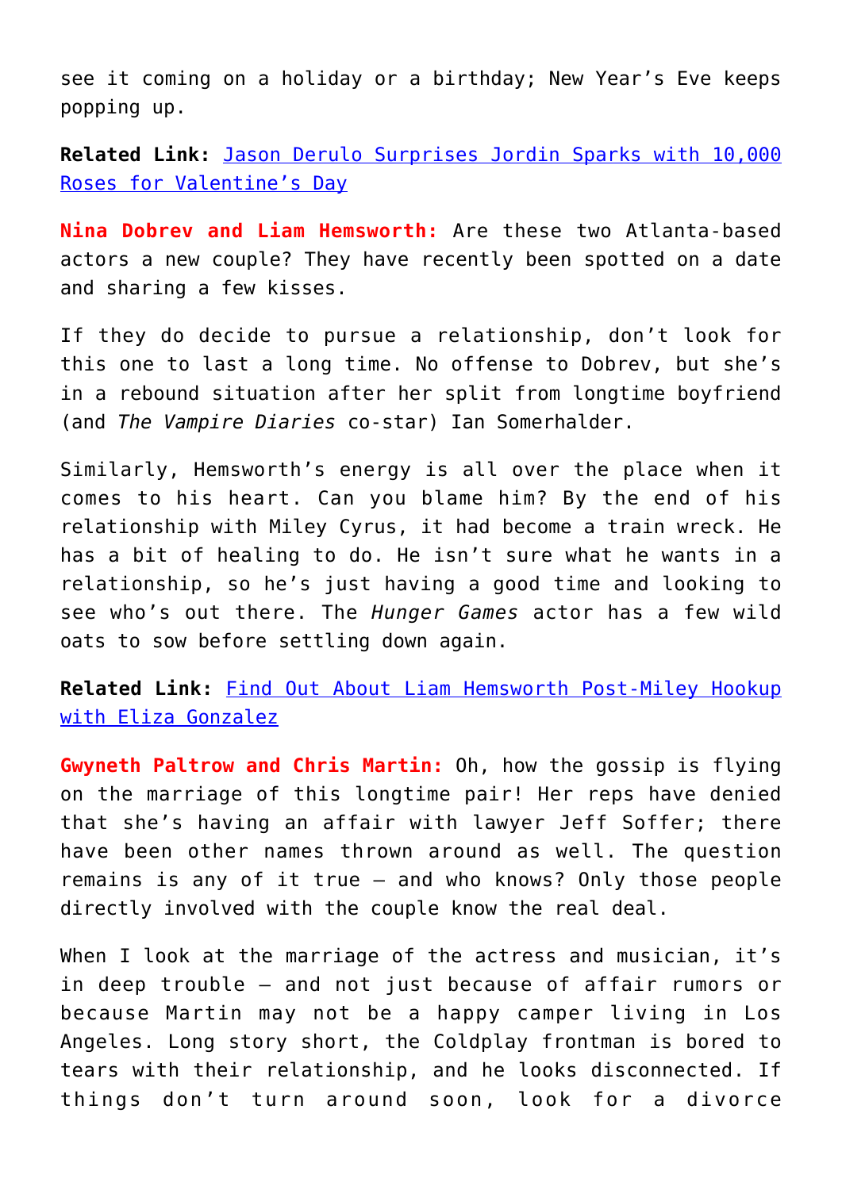see it coming on a holiday or a birthday; New Year's Eve keeps popping up.

**Related Link:** [Jason Derulo Surprises Jordin Sparks with 10,000 Roses for Valentine's Day]

**Nina Dobrev and Liam Hemsworth:** Are these two Atlanta-based actors a new couple? They have recently been spotted on a date and sharing a few kisses.

If they do decide to pursue a relationship, don't look for this one to last a long time. No offense to Dobrev, but she's in a rebound situation after her split from longtime boyfriend (and *The Vampire Diaries* co-star) Ian Somerhalder.

Similarly, Hemsworth's energy is all over the place when it comes to his heart. Can you blame him? By the end of his relationship with Miley Cyrus, it had become a train wreck. He has a bit of healing to do. He isn't sure what he wants in a relationship, so he's just having a good time and looking to see who's out there. The *Hunger Games* actor has a few wild oats to sow before settling down again.

**Related Link:** [Find Out About Liam Hemsworth Post-Miley Hookup with Eliza Gonzalez]

**Gwyneth Paltrow and Chris Martin:** Oh, how the gossip is flying on the marriage of this longtime pair! Her reps have denied that she's having an affair with lawyer Jeff Soffer; there have been other names thrown around as well. The question remains is any of it true – and who knows? Only those people directly involved with the couple know the real deal.

When I look at the marriage of the actress and musician, it's in deep trouble – and not just because of affair rumors or because Martin may not be a happy camper living in Los Angeles. Long story short, the Coldplay frontman is bored to tears with their relationship, and he looks disconnected. If things don't turn around soon, look for a divorce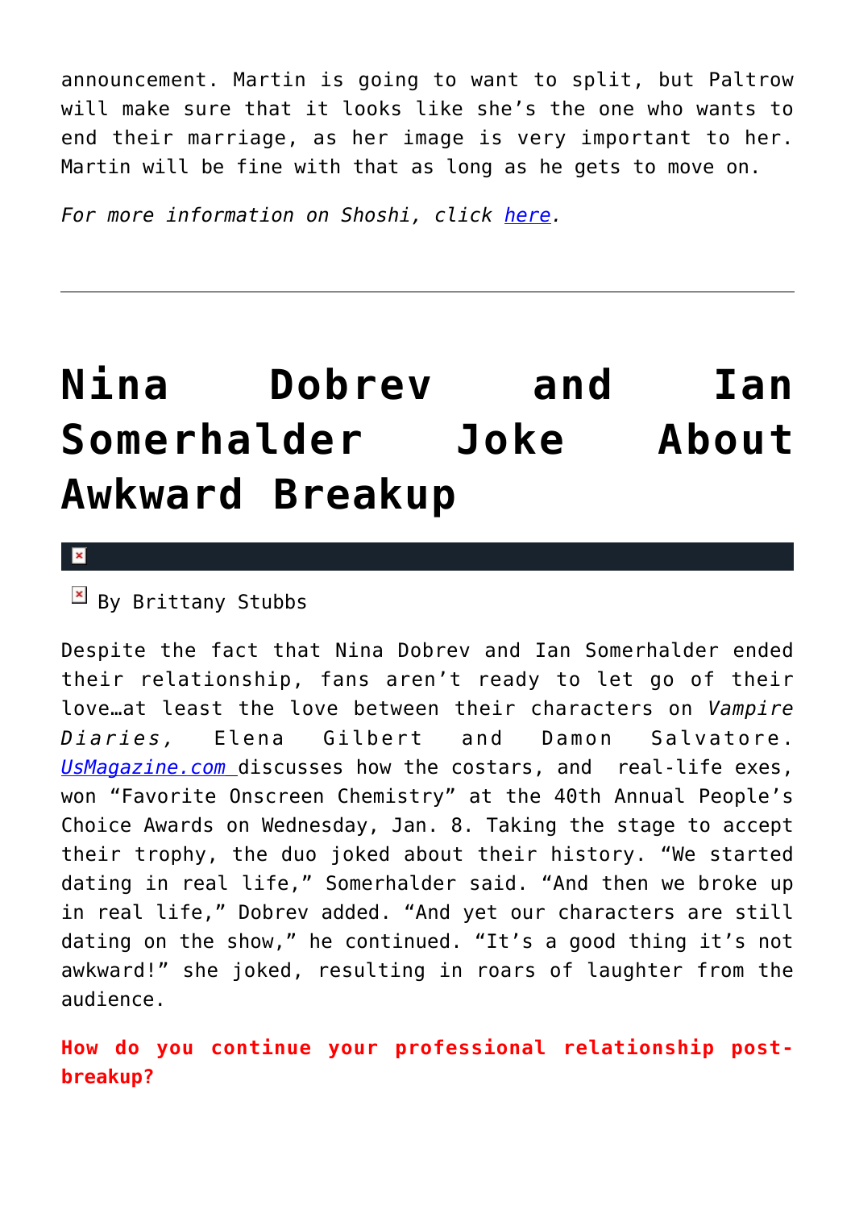announcement. Martin is going to want to split, but Paltrow will make sure that it looks like she's the one who wants to end their marriage, as her image is very important to her. Martin will be fine with that as long as he gets to move on.

*For more information on Shoshi, click here.*

---

# Nina Dobrev and Ian Somerhalder Joke About Awkward Breakup

By Brittany Stubbs

Despite the fact that Nina Dobrev and Ian Somerhalder ended their relationship, fans aren't ready to let go of their love…at least the love between their characters on *Vampire Diaries,* Elena Gilbert and Damon Salvatore. *UsMagazine.com* discusses how the costars, and real-life exes, won "Favorite Onscreen Chemistry" at the 40th Annual People's Choice Awards on Wednesday, Jan. 8. Taking the stage to accept their trophy, the duo joked about their history. "We started dating in real life," Somerhalder said. "And then we broke up in real life," Dobrev added. "And yet our characters are still dating on the show," he continued. "It's a good thing it's not awkward!" she joked, resulting in roars of laughter from the audience.

**How do you continue your professional relationship post-breakup?**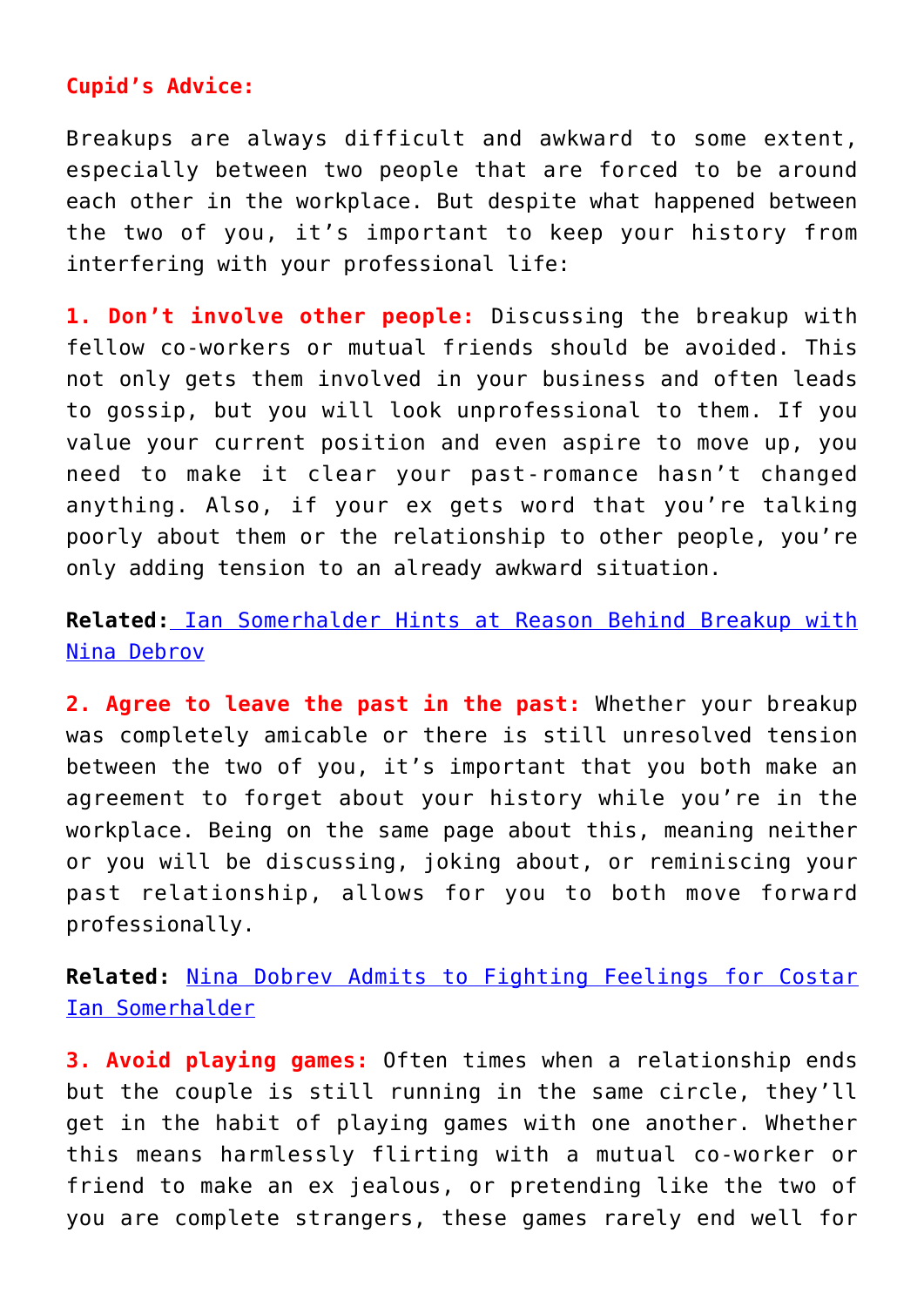**Cupid's Advice:**

Breakups are always difficult and awkward to some extent, especially between two people that are forced to be around each other in the workplace. But despite what happened between the two of you, it's important to keep your history from interfering with your professional life:

**1. Don't involve other people:** Discussing the breakup with fellow co-workers or mutual friends should be avoided. This not only gets them involved in your business and often leads to gossip, but you will look unprofessional to them. If you value your current position and even aspire to move up, you need to make it clear your past-romance hasn't changed anything. Also, if your ex gets word that you're talking poorly about them or the relationship to other people, you're only adding tension to an already awkward situation.

**Related:** Ian Somerhalder Hints at Reason Behind Breakup with Nina Debrov

**2. Agree to leave the past in the past:** Whether your breakup was completely amicable or there is still unresolved tension between the two of you, it's important that you both make an agreement to forget about your history while you're in the workplace. Being on the same page about this, meaning neither or you will be discussing, joking about, or reminiscing your past relationship, allows for you to both move forward professionally.

**Related:** Nina Dobrev Admits to Fighting Feelings for Costar Ian Somerhalder

**3. Avoid playing games:** Often times when a relationship ends but the couple is still running in the same circle, they'll get in the habit of playing games with one another. Whether this means harmlessly flirting with a mutual co-worker or friend to make an ex jealous, or pretending like the two of you are complete strangers, these games rarely end well for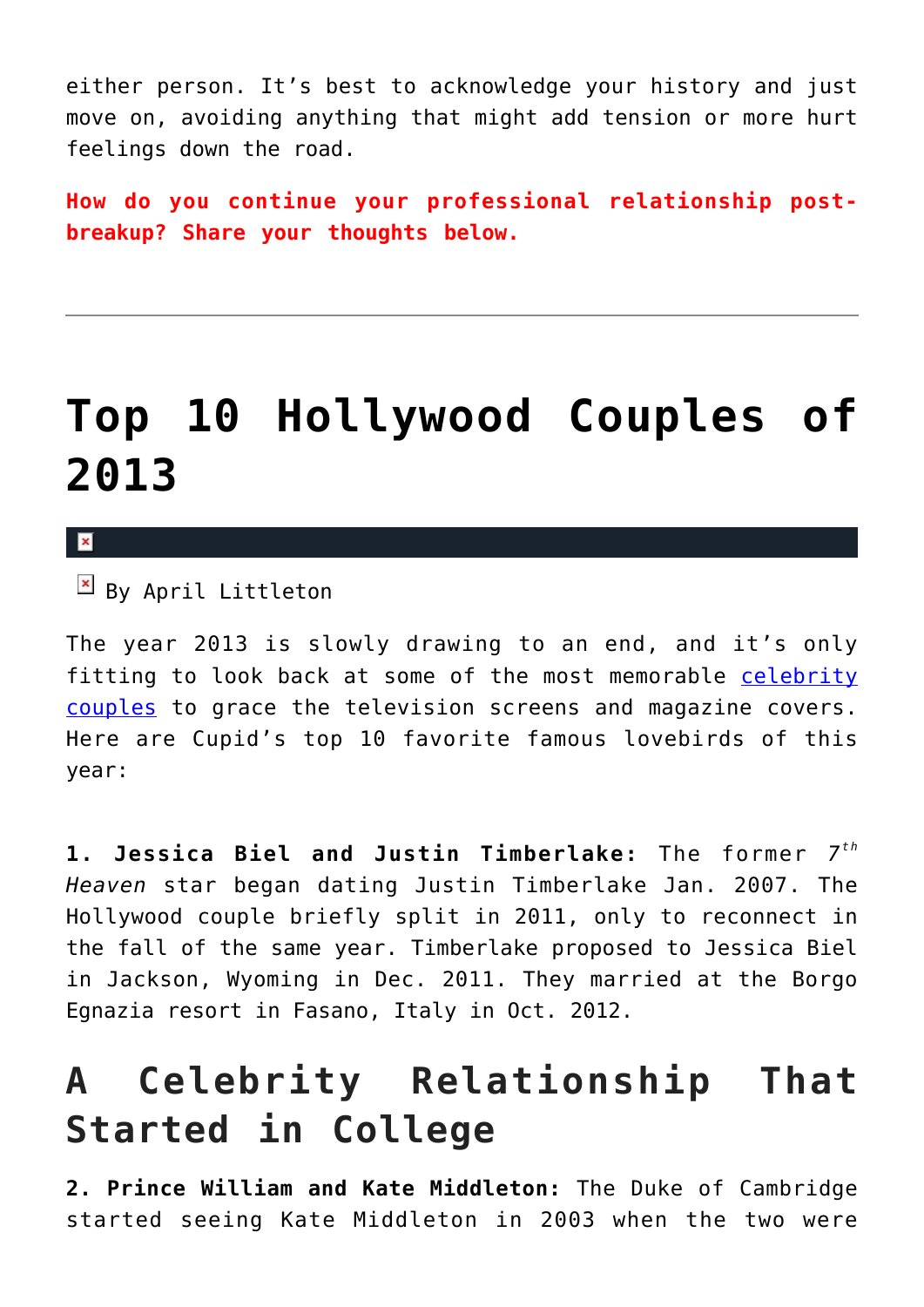either person. It's best to acknowledge your history and just move on, avoiding anything that might add tension or more hurt feelings down the road.

**How do you continue your professional relationship post-breakup? Share your thoughts below.**

---

# Top 10 Hollywood Couples of 2013

By April Littleton

The year 2013 is slowly drawing to an end, and it's only fitting to look back at some of the most memorable celebrity couples to grace the television screens and magazine covers. Here are Cupid's top 10 favorite famous lovebirds of this year:

**1. Jessica Biel and Justin Timberlake:** The former *7th Heaven* star began dating Justin Timberlake Jan. 2007. The Hollywood couple briefly split in 2011, only to reconnect in the fall of the same year. Timberlake proposed to Jessica Biel in Jackson, Wyoming in Dec. 2011. They married at the Borgo Egnazia resort in Fasano, Italy in Oct. 2012.

## A Celebrity Relationship That Started in College

**2. Prince William and Kate Middleton:** The Duke of Cambridge started seeing Kate Middleton in 2003 when the two were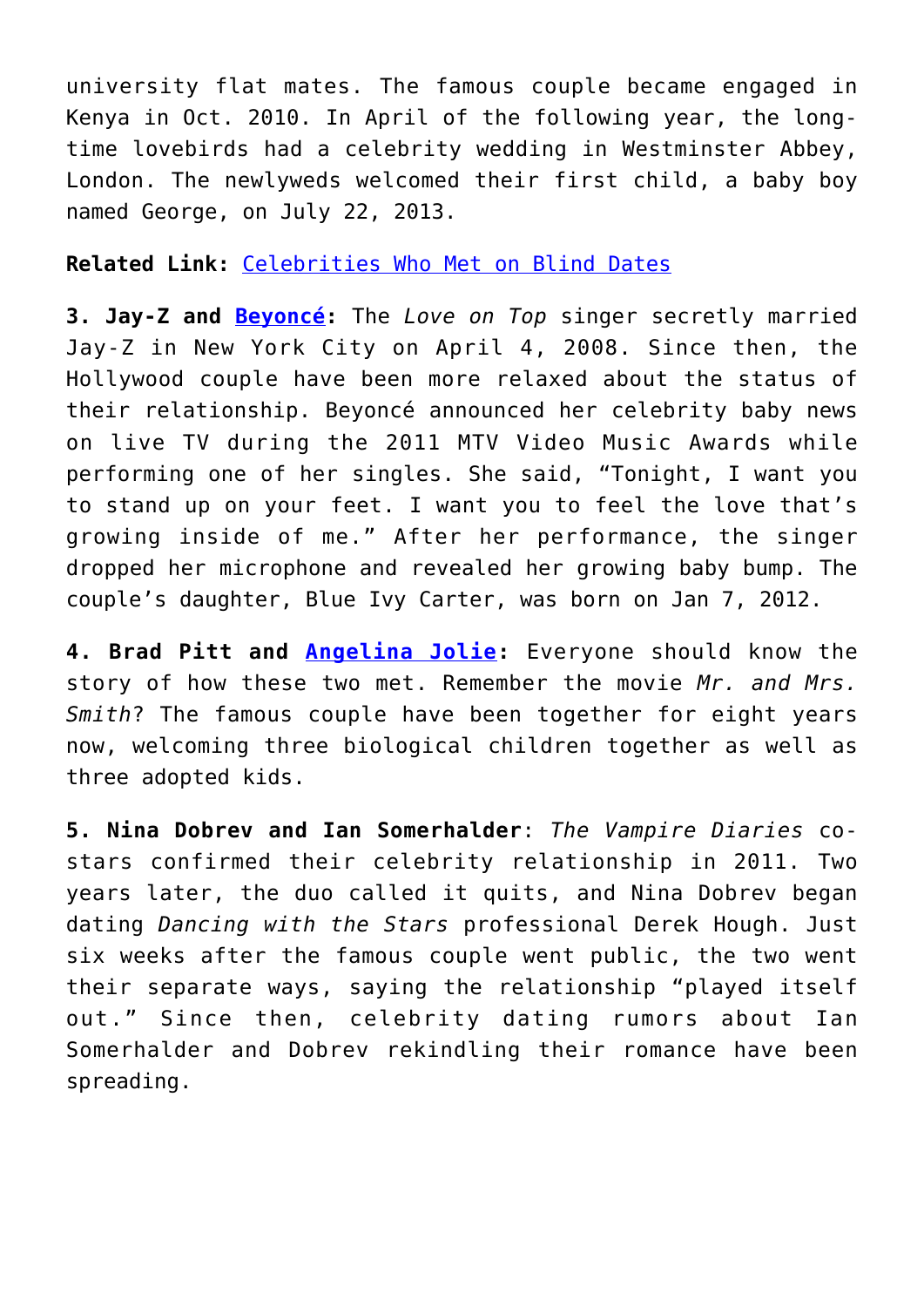university flat mates. The famous couple became engaged in Kenya in Oct. 2010. In April of the following year, the long-time lovebirds had a celebrity wedding in Westminster Abbey, London. The newlyweds welcomed their first child, a baby boy named George, on July 22, 2013.

**Related Link:** [Celebrities Who Met on Blind Dates]()

**3. Jay-Z and [Beyoncé]():** The *Love on Top* singer secretly married Jay-Z in New York City on April 4, 2008. Since then, the Hollywood couple have been more relaxed about the status of their relationship. Beyoncé announced her celebrity baby news on live TV during the 2011 MTV Video Music Awards while performing one of her singles. She said, "Tonight, I want you to stand up on your feet. I want you to feel the love that's growing inside of me." After her performance, the singer dropped her microphone and revealed her growing baby bump. The couple's daughter, Blue Ivy Carter, was born on Jan 7, 2012.

**4. Brad Pitt and [Angelina Jolie]():** Everyone should know the story of how these two met. Remember the movie *Mr. and Mrs. Smith*? The famous couple have been together for eight years now, welcoming three biological children together as well as three adopted kids.

**5. Nina Dobrev and Ian Somerhalder**: *The Vampire Diaries* co-stars confirmed their celebrity relationship in 2011. Two years later, the duo called it quits, and Nina Dobrev began dating *Dancing with the Stars* professional Derek Hough. Just six weeks after the famous couple went public, the two went their separate ways, saying the relationship "played itself out." Since then, celebrity dating rumors about Ian Somerhalder and Dobrev rekindling their romance have been spreading.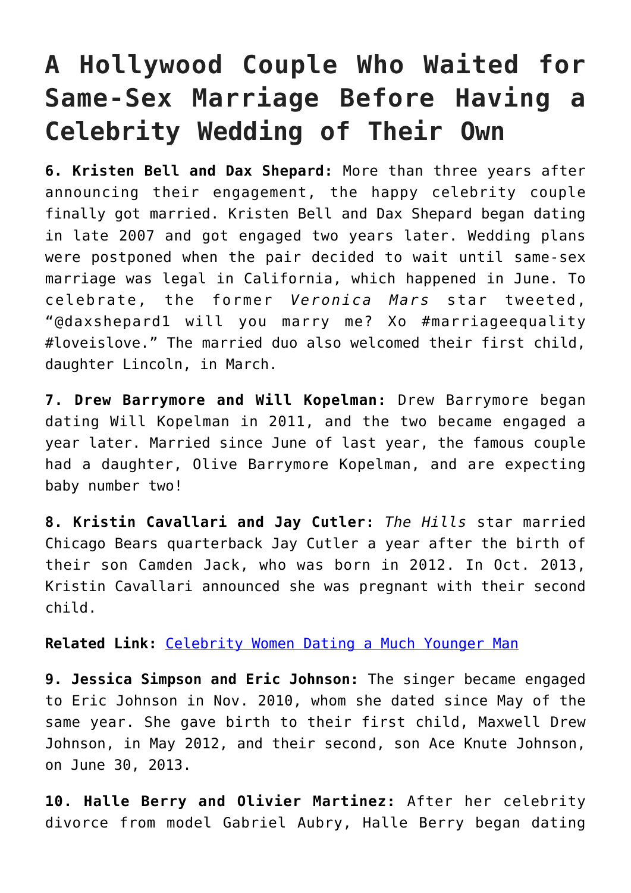# A Hollywood Couple Who Waited for Same-Sex Marriage Before Having a Celebrity Wedding of Their Own

**6. Kristen Bell and Dax Shepard:** More than three years after announcing their engagement, the happy celebrity couple finally got married. Kristen Bell and Dax Shepard began dating in late 2007 and got engaged two years later. Wedding plans were postponed when the pair decided to wait until same-sex marriage was legal in California, which happened in June. To celebrate, the former *Veronica Mars* star tweeted, "@daxshepard1 will you marry me? Xo #marriageequality #loveislove." The married duo also welcomed their first child, daughter Lincoln, in March.

**7. Drew Barrymore and Will Kopelman:** Drew Barrymore began dating Will Kopelman in 2011, and the two became engaged a year later. Married since June of last year, the famous couple had a daughter, Olive Barrymore Kopelman, and are expecting baby number two!

**8. Kristin Cavallari and Jay Cutler:** *The Hills* star married Chicago Bears quarterback Jay Cutler a year after the birth of their son Camden Jack, who was born in 2012. In Oct. 2013, Kristin Cavallari announced she was pregnant with their second child.

**Related Link:** [Celebrity Women Dating a Much Younger Man]

**9. Jessica Simpson and Eric Johnson:** The singer became engaged to Eric Johnson in Nov. 2010, whom she dated since May of the same year. She gave birth to their first child, Maxwell Drew Johnson, in May 2012, and their second, son Ace Knute Johnson, on June 30, 2013.

**10. Halle Berry and Olivier Martinez:** After her celebrity divorce from model Gabriel Aubry, Halle Berry began dating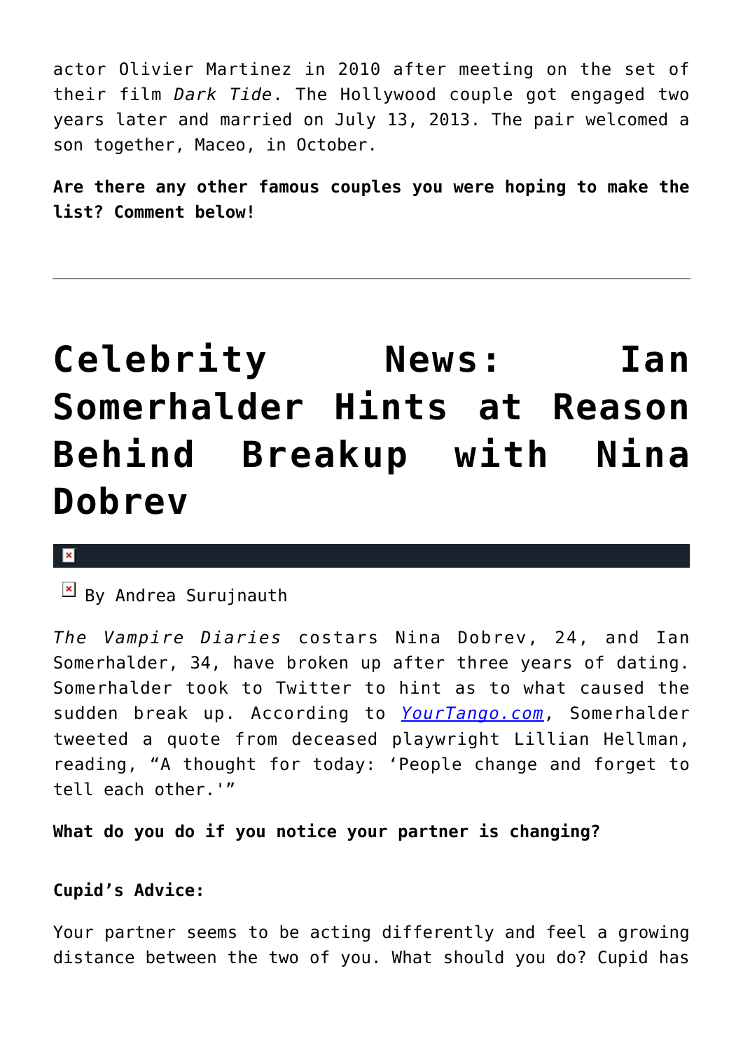actor Olivier Martinez in 2010 after meeting on the set of their film *Dark Tide*. The Hollywood couple got engaged two years later and married on July 13, 2013. The pair welcomed a son together, Maceo, in October.

**Are there any other famous couples you were hoping to make the list? Comment below!**

---

# Celebrity News: Ian Somerhalder Hints at Reason Behind Breakup with Nina Dobrev

By Andrea Surujnauth

*The Vampire Diaries* costars Nina Dobrev, 24, and Ian Somerhalder, 34, have broken up after three years of dating. Somerhalder took to Twitter to hint as to what caused the sudden break up. According to *YourTango.com*, Somerhalder tweeted a quote from deceased playwright Lillian Hellman, reading, "A thought for today: 'People change and forget to tell each other.'"

**What do you do if you notice your partner is changing?**

**Cupid's Advice:**

Your partner seems to be acting differently and feel a growing distance between the two of you. What should you do? Cupid has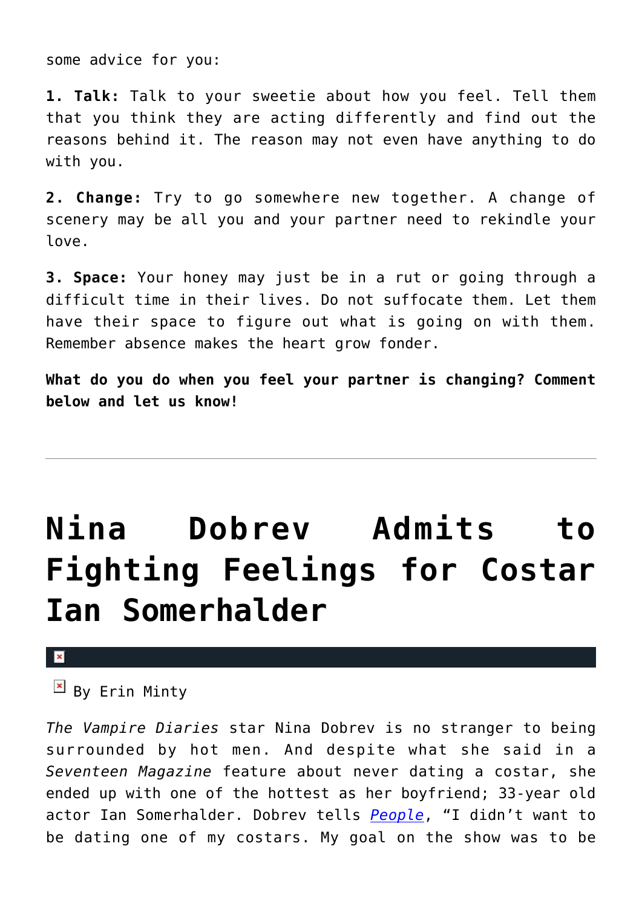some advice for you:

**1. Talk:** Talk to your sweetie about how you feel. Tell them that you think they are acting differently and find out the reasons behind it. The reason may not even have anything to do with you.

**2. Change:** Try to go somewhere new together. A change of scenery may be all you and your partner need to rekindle your love.

**3. Space:** Your honey may just be in a rut or going through a difficult time in their lives. Do not suffocate them. Let them have their space to figure out what is going on with them. Remember absence makes the heart grow fonder.

**What do you do when you feel your partner is changing? Comment below and let us know!**

---

# Nina Dobrev Admits to Fighting Feelings for Costar Ian Somerhalder

By Erin Minty

*The Vampire Diaries* star Nina Dobrev is no stranger to being surrounded by hot men. And despite what she said in a *Seventeen Magazine* feature about never dating a costar, she ended up with one of the hottest as her boyfriend; 33-year old actor Ian Somerhalder. Dobrev tells *People*, "I didn't want to be dating one of my costars. My goal on the show was to be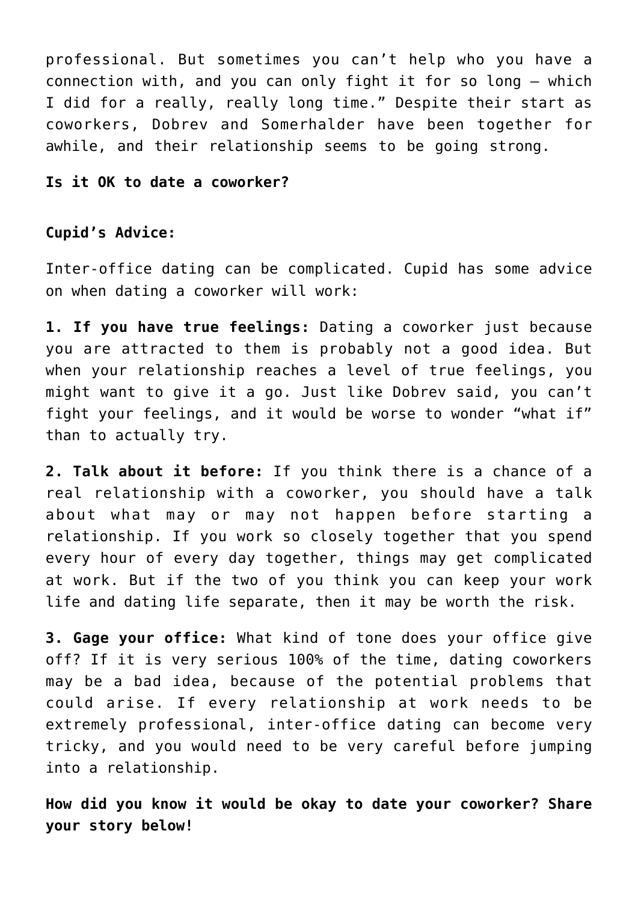professional. But sometimes you can't help who you have a connection with, and you can only fight it for so long — which I did for a really, really long time." Despite their start as coworkers, Dobrev and Somerhalder have been together for awhile, and their relationship seems to be going strong.

**Is it OK to date a coworker?**

**Cupid's Advice:**

Inter-office dating can be complicated. Cupid has some advice on when dating a coworker will work:

**1. If you have true feelings:** Dating a coworker just because you are attracted to them is probably not a good idea. But when your relationship reaches a level of true feelings, you might want to give it a go. Just like Dobrev said, you can't fight your feelings, and it would be worse to wonder "what if" than to actually try.

**2. Talk about it before:** If you think there is a chance of a real relationship with a coworker, you should have a talk about what may or may not happen before starting a relationship. If you work so closely together that you spend every hour of every day together, things may get complicated at work. But if the two of you think you can keep your work life and dating life separate, then it may be worth the risk.

**3. Gage your office:** What kind of tone does your office give off? If it is very serious 100% of the time, dating coworkers may be a bad idea, because of the potential problems that could arise. If every relationship at work needs to be extremely professional, inter-office dating can become very tricky, and you would need to be very careful before jumping into a relationship.

**How did you know it would be okay to date your coworker? Share your story below!**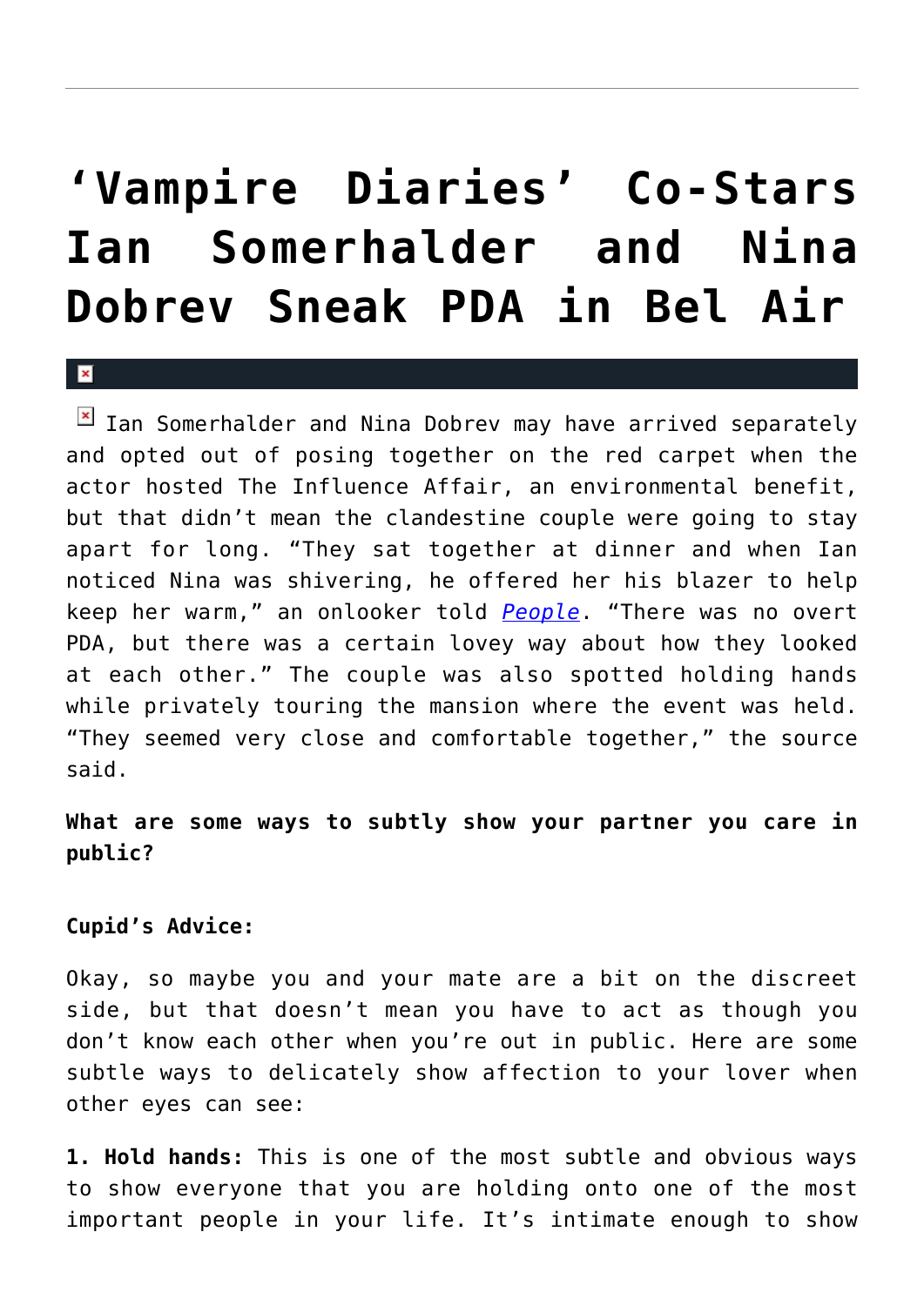# ‘Vampire Diaries’ Co-Stars Ian Somerhalder and Nina Dobrev Sneak PDA in Bel Air

Ian Somerhalder and Nina Dobrev may have arrived separately and opted out of posing together on the red carpet when the actor hosted The Influence Affair, an environmental benefit, but that didn’t mean the clandestine couple were going to stay apart for long. “They sat together at dinner and when Ian noticed Nina was shivering, he offered her his blazer to help keep her warm,” an onlooker told *People*. “There was no overt PDA, but there was a certain lovey way about how they looked at each other.” The couple was also spotted holding hands while privately touring the mansion where the event was held. “They seemed very close and comfortable together,” the source said.

**What are some ways to subtly show your partner you care in public?**

**Cupid’s Advice:**

Okay, so maybe you and your mate are a bit on the discreet side, but that doesn’t mean you have to act as though you don’t know each other when you’re out in public. Here are some subtle ways to delicately show affection to your lover when other eyes can see:

**1. Hold hands:** This is one of the most subtle and obvious ways to show everyone that you are holding onto one of the most important people in your life. It’s intimate enough to show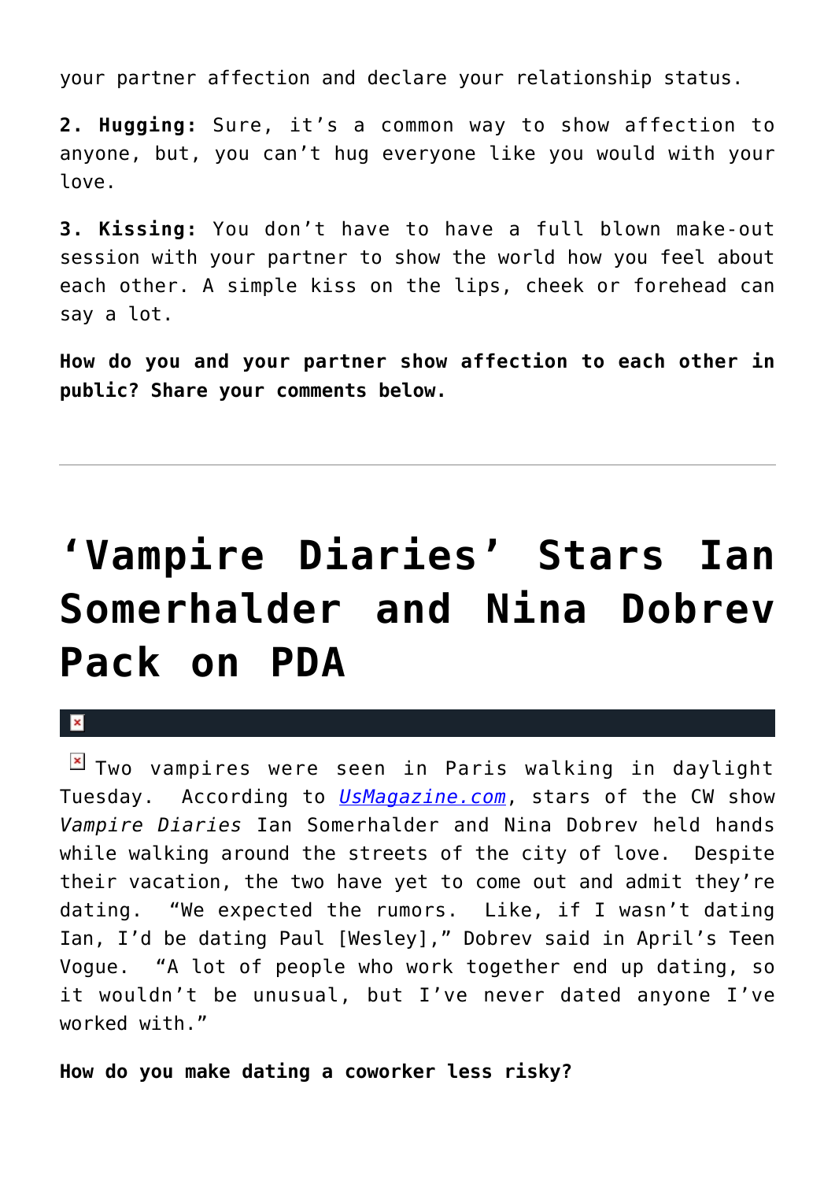your partner affection and declare your relationship status.

**2. Hugging:** Sure, it's a common way to show affection to anyone, but, you can't hug everyone like you would with your love.

**3. Kissing:** You don't have to have a full blown make-out session with your partner to show the world how you feel about each other. A simple kiss on the lips, cheek or forehead can say a lot.

**How do you and your partner show affection to each other in public? Share your comments below.**

---

# 'Vampire Diaries' Stars Ian Somerhalder and Nina Dobrev Pack on PDA

Two vampires were seen in Paris walking in daylight Tuesday. According to [UsMagazine.com](UsMagazine.com), stars of the CW show *Vampire Diaries* Ian Somerhalder and Nina Dobrev held hands while walking around the streets of the city of love. Despite their vacation, the two have yet to come out and admit they're dating. "We expected the rumors. Like, if I wasn't dating Ian, I'd be dating Paul [Wesley]," Dobrev said in April's Teen Vogue. "A lot of people who work together end up dating, so it wouldn't be unusual, but I've never dated anyone I've worked with."

**How do you make dating a coworker less risky?**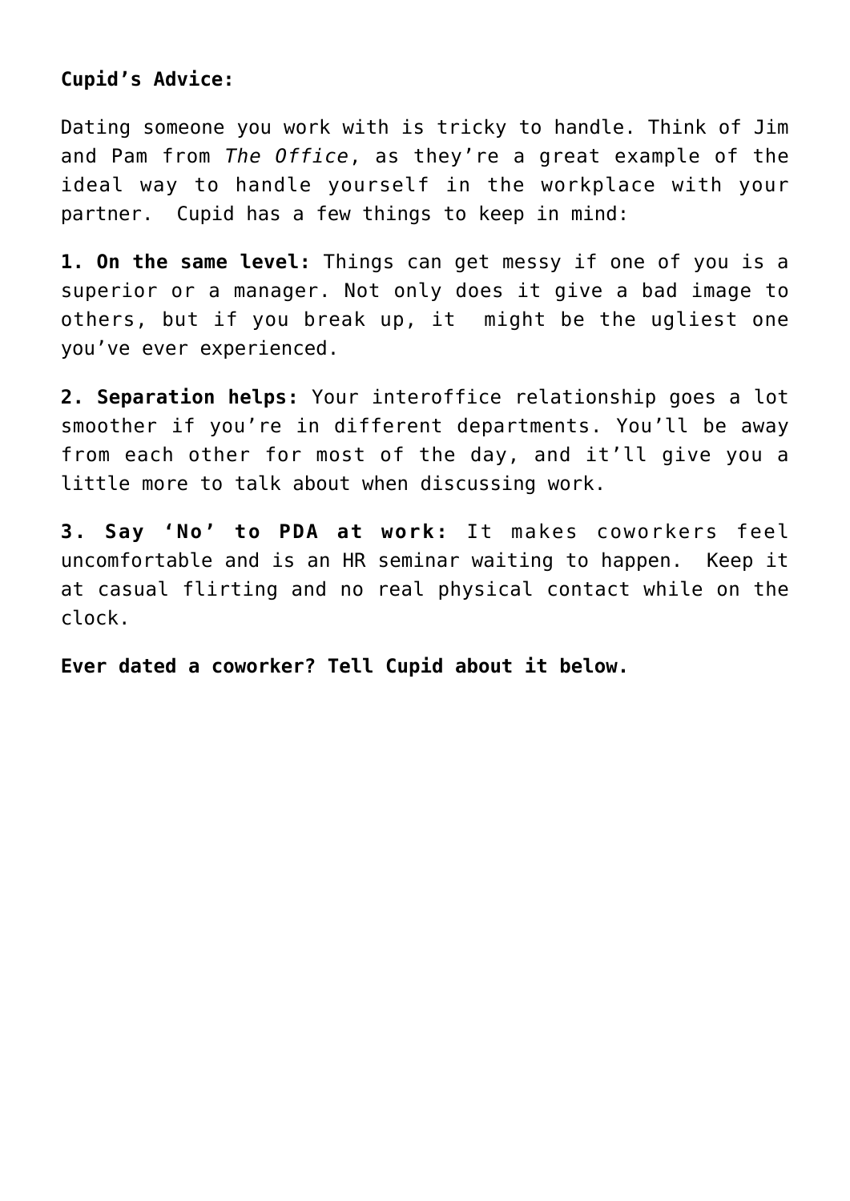**Cupid's Advice:**

Dating someone you work with is tricky to handle. Think of Jim and Pam from *The Office*, as they're a great example of the ideal way to handle yourself in the workplace with your partner. Cupid has a few things to keep in mind:

**1. On the same level:** Things can get messy if one of you is a superior or a manager. Not only does it give a bad image to others, but if you break up, it might be the ugliest one you've ever experienced.

**2. Separation helps:** Your interoffice relationship goes a lot smoother if you're in different departments. You'll be away from each other for most of the day, and it'll give you a little more to talk about when discussing work.

**3. Say 'No' to PDA at work:** It makes coworkers feel uncomfortable and is an HR seminar waiting to happen. Keep it at casual flirting and no real physical contact while on the clock.

**Ever dated a coworker? Tell Cupid about it below.**